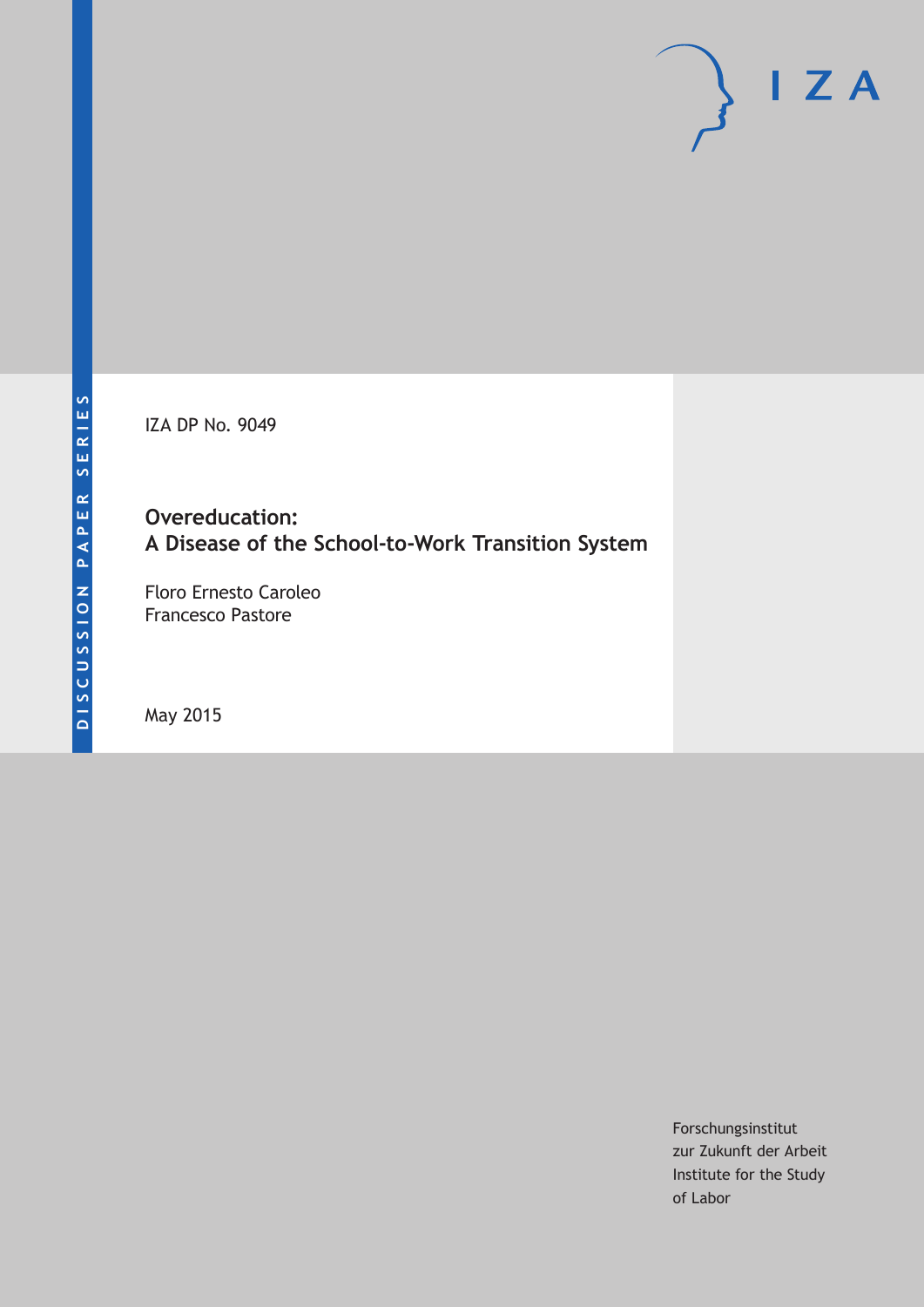DISCUSSION PAPER SERIES

IZA DP No. 9049

# Overeducation: A Disease of the School-to-Work Transition System

Floro Ernesto Caroleo
Francesco Pastore

May 2015

Forschungsinstitut
zur Zukunft der Arbeit
Institute for the Study
of Labor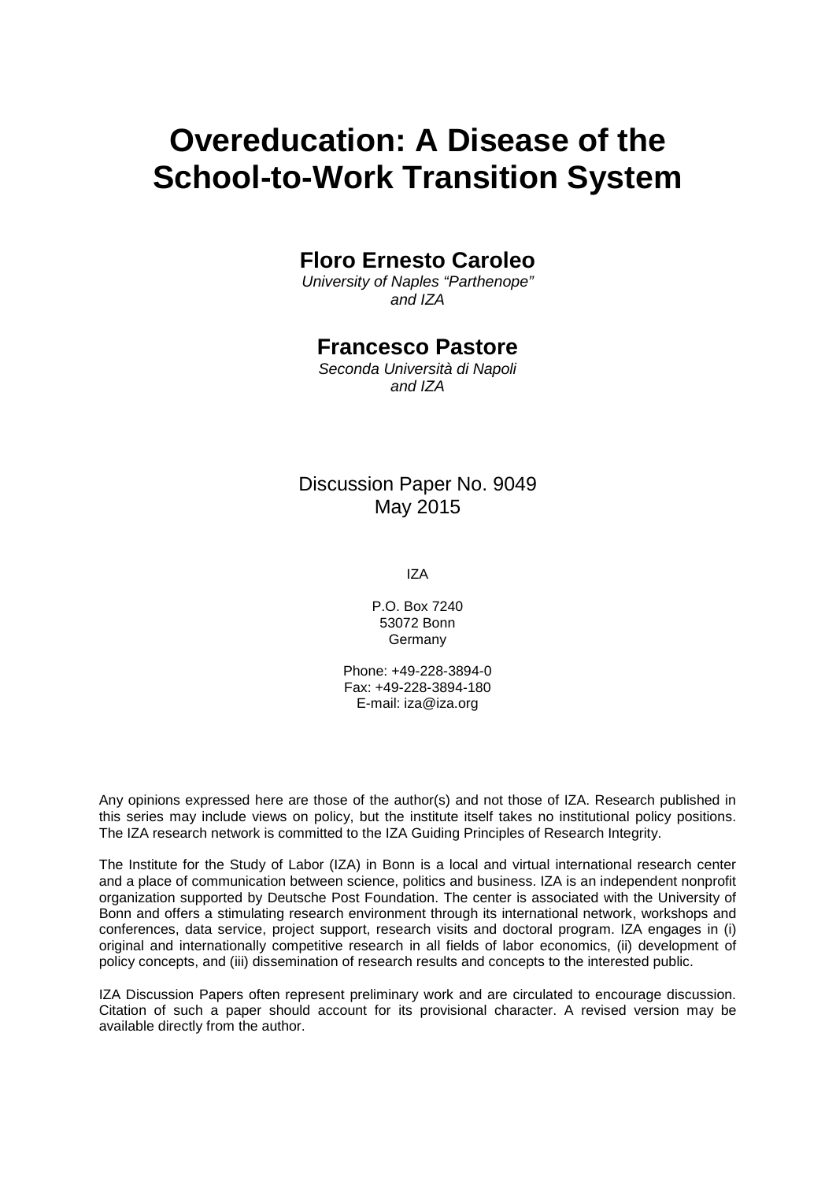# Overeducation: A Disease of the School-to-Work Transition System

**Floro Ernesto Caroleo**

*University of Naples "Parthenope" and IZA*

**Francesco Pastore**

*Seconda Università di Napoli and IZA*

Discussion Paper No. 9049
May 2015

IZA

P.O. Box 7240
53072 Bonn
Germany

Phone: +49-228-3894-0
Fax: +49-228-3894-180
E-mail: iza@iza.org

Any opinions expressed here are those of the author(s) and not those of IZA. Research published in this series may include views on policy, but the institute itself takes no institutional policy positions. The IZA research network is committed to the IZA Guiding Principles of Research Integrity.

The Institute for the Study of Labor (IZA) in Bonn is a local and virtual international research center and a place of communication between science, politics and business. IZA is an independent nonprofit organization supported by Deutsche Post Foundation. The center is associated with the University of Bonn and offers a stimulating research environment through its international network, workshops and conferences, data service, project support, research visits and doctoral program. IZA engages in (i) original and internationally competitive research in all fields of labor economics, (ii) development of policy concepts, and (iii) dissemination of research results and concepts to the interested public.

IZA Discussion Papers often represent preliminary work and are circulated to encourage discussion. Citation of such a paper should account for its provisional character. A revised version may be available directly from the author.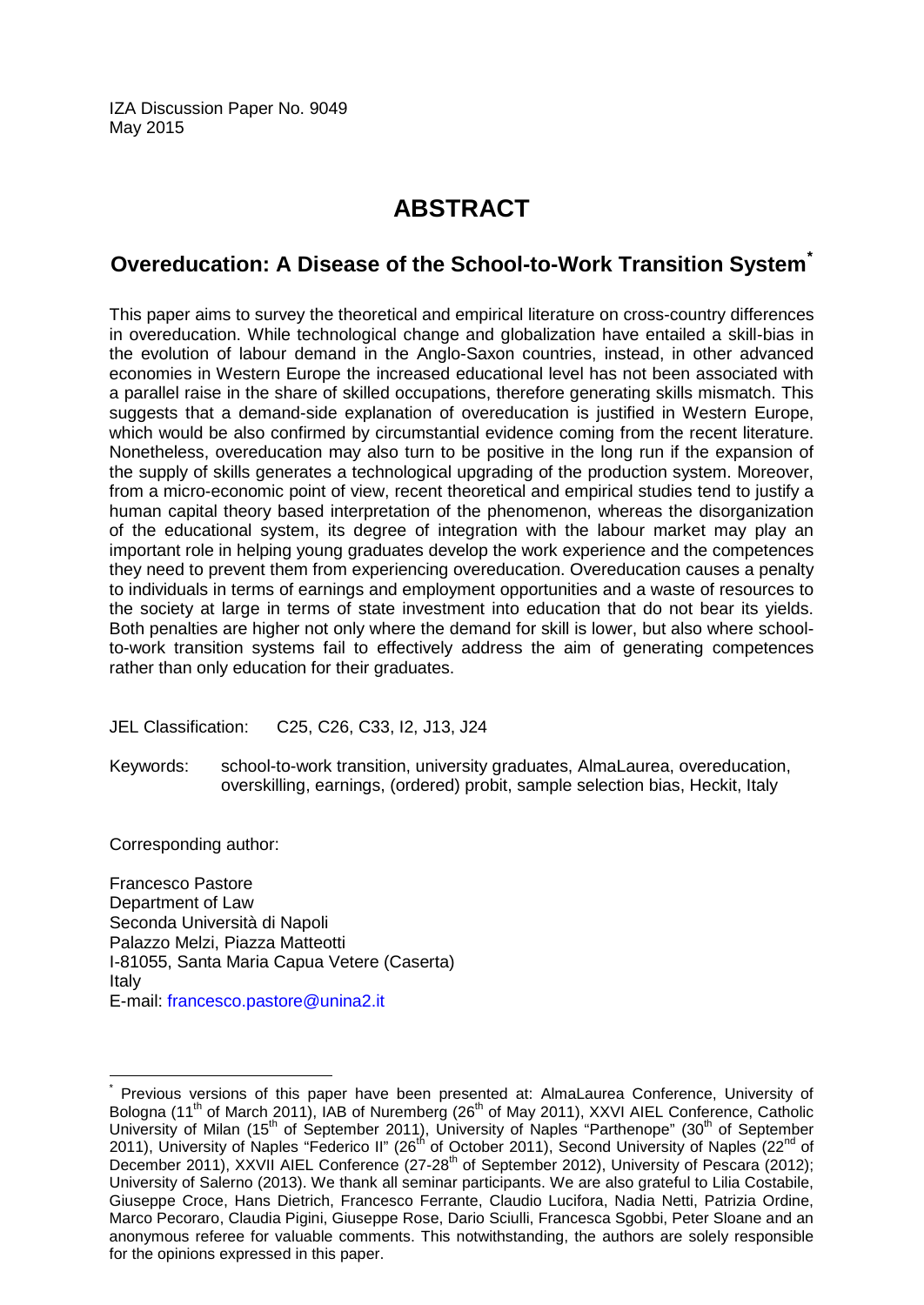IZA Discussion Paper No. 9049
May 2015

# ABSTRACT

## Overeducation: A Disease of the School-to-Work Transition System[*]

This paper aims to survey the theoretical and empirical literature on cross-country differences in overeducation. While technological change and globalization have entailed a skill-bias in the evolution of labour demand in the Anglo-Saxon countries, instead, in other advanced economies in Western Europe the increased educational level has not been associated with a parallel raise in the share of skilled occupations, therefore generating skills mismatch. This suggests that a demand-side explanation of overeducation is justified in Western Europe, which would be also confirmed by circumstantial evidence coming from the recent literature. Nonetheless, overeducation may also turn to be positive in the long run if the expansion of the supply of skills generates a technological upgrading of the production system. Moreover, from a micro-economic point of view, recent theoretical and empirical studies tend to justify a human capital theory based interpretation of the phenomenon, whereas the disorganization of the educational system, its degree of integration with the labour market may play an important role in helping young graduates develop the work experience and the competences they need to prevent them from experiencing overeducation. Overeducation causes a penalty to individuals in terms of earnings and employment opportunities and a waste of resources to the society at large in terms of state investment into education that do not bear its yields. Both penalties are higher not only where the demand for skill is lower, but also where school-to-work transition systems fail to effectively address the aim of generating competences rather than only education for their graduates.

JEL Classification: C25, C26, C33, I2, J13, J24

Keywords: school-to-work transition, university graduates, AlmaLaurea, overeducation, overskilling, earnings, (ordered) probit, sample selection bias, Heckit, Italy

Corresponding author:

Francesco Pastore
Department of Law
Seconda Università di Napoli
Palazzo Melzi, Piazza Matteotti
I-81055, Santa Maria Capua Vetere (Caserta)
Italy
E-mail: francesco.pastore@unina2.it

---

[*] Previous versions of this paper have been presented at: AlmaLaurea Conference, University of Bologna (11th of March 2011), IAB of Nuremberg (26th of May 2011), XXVI AIEL Conference, Catholic University of Milan (15th of September 2011), University of Naples "Parthenope" (30th of September 2011), University of Naples "Federico II" (26th of October 2011), Second University of Naples (22nd of December 2011), XXVII AIEL Conference (27-28th of September 2012), University of Pescara (2012); University of Salerno (2013). We thank all seminar participants. We are also grateful to Lilia Costabile, Giuseppe Croce, Hans Dietrich, Francesco Ferrante, Claudio Lucifora, Nadia Netti, Patrizia Ordine, Marco Pecoraro, Claudia Pigini, Giuseppe Rose, Dario Sciulli, Francesca Sgobbi, Peter Sloane and an anonymous referee for valuable comments. This notwithstanding, the authors are solely responsible for the opinions expressed in this paper.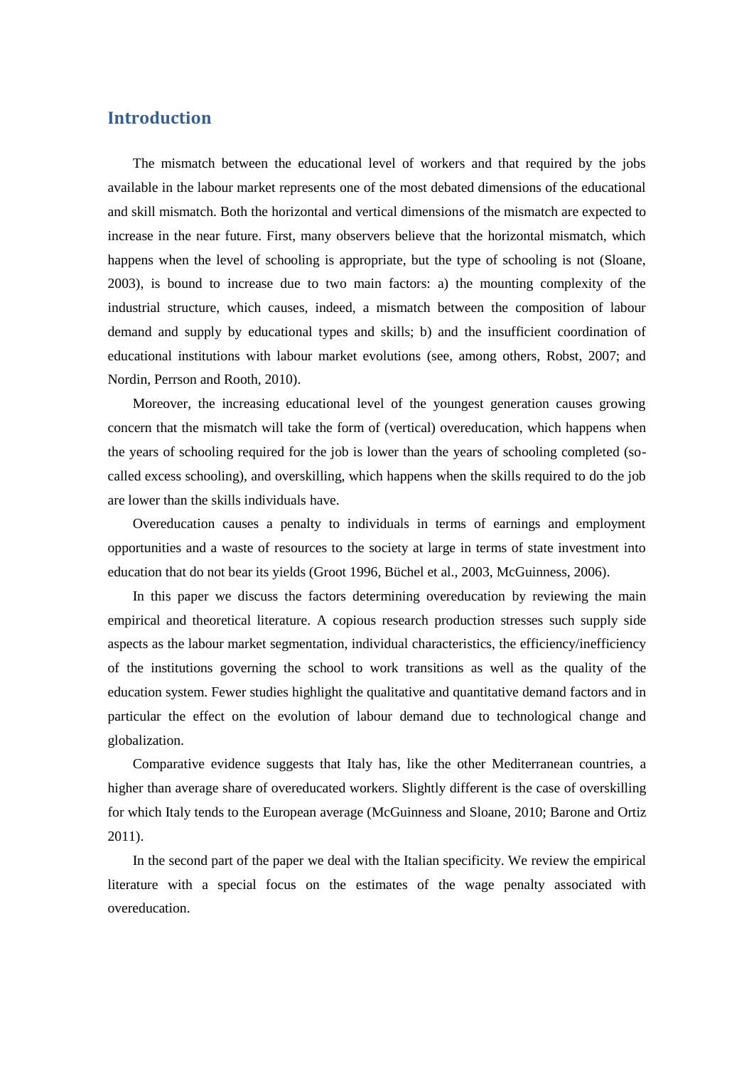## Introduction

The mismatch between the educational level of workers and that required by the jobs available in the labour market represents one of the most debated dimensions of the educational and skill mismatch. Both the horizontal and vertical dimensions of the mismatch are expected to increase in the near future. First, many observers believe that the horizontal mismatch, which happens when the level of schooling is appropriate, but the type of schooling is not (Sloane, 2003), is bound to increase due to two main factors: a) the mounting complexity of the industrial structure, which causes, indeed, a mismatch between the composition of labour demand and supply by educational types and skills; b) and the insufficient coordination of educational institutions with labour market evolutions (see, among others, Robst, 2007; and Nordin, Perrson and Rooth, 2010).

Moreover, the increasing educational level of the youngest generation causes growing concern that the mismatch will take the form of (vertical) overeducation, which happens when the years of schooling required for the job is lower than the years of schooling completed (so-called excess schooling), and overskilling, which happens when the skills required to do the job are lower than the skills individuals have.

Overeducation causes a penalty to individuals in terms of earnings and employment opportunities and a waste of resources to the society at large in terms of state investment into education that do not bear its yields (Groot 1996, Büchel et al., 2003, McGuinness, 2006).

In this paper we discuss the factors determining overeducation by reviewing the main empirical and theoretical literature. A copious research production stresses such supply side aspects as the labour market segmentation, individual characteristics, the efficiency/inefficiency of the institutions governing the school to work transitions as well as the quality of the education system. Fewer studies highlight the qualitative and quantitative demand factors and in particular the effect on the evolution of labour demand due to technological change and globalization.

Comparative evidence suggests that Italy has, like the other Mediterranean countries, a higher than average share of overeducated workers. Slightly different is the case of overskilling for which Italy tends to the European average (McGuinness and Sloane, 2010; Barone and Ortiz 2011).

In the second part of the paper we deal with the Italian specificity. We review the empirical literature with a special focus on the estimates of the wage penalty associated with overeducation.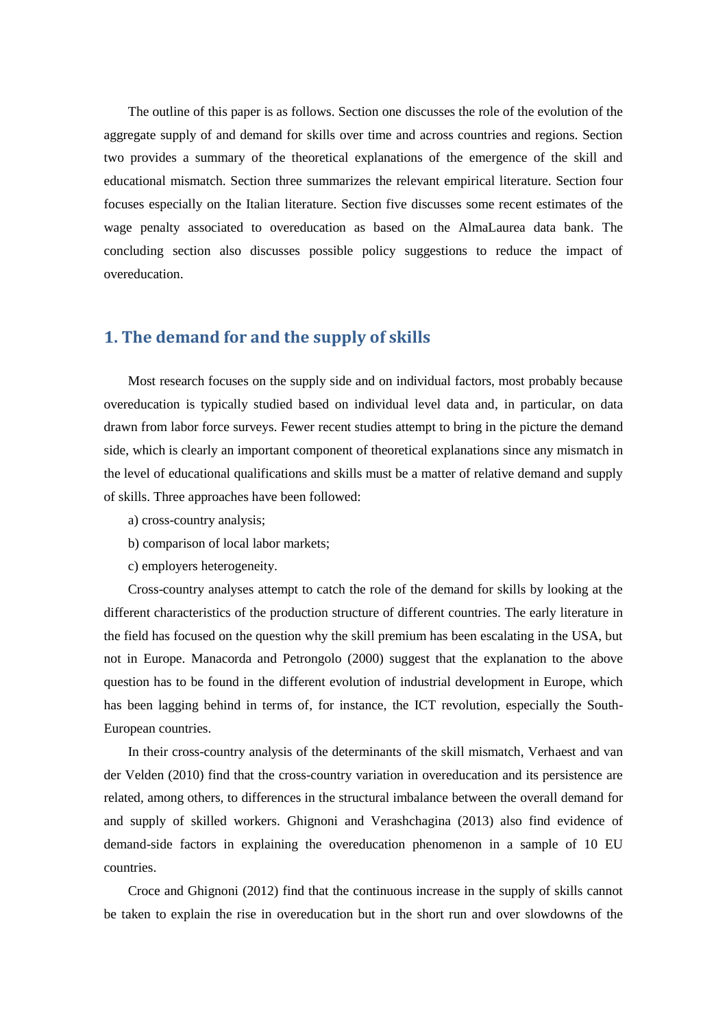The outline of this paper is as follows. Section one discusses the role of the evolution of the aggregate supply of and demand for skills over time and across countries and regions. Section two provides a summary of the theoretical explanations of the emergence of the skill and educational mismatch. Section three summarizes the relevant empirical literature. Section four focuses especially on the Italian literature. Section five discusses some recent estimates of the wage penalty associated to overeducation as based on the AlmaLaurea data bank. The concluding section also discusses possible policy suggestions to reduce the impact of overeducation.

## 1. The demand for and the supply of skills

Most research focuses on the supply side and on individual factors, most probably because overeducation is typically studied based on individual level data and, in particular, on data drawn from labor force surveys. Fewer recent studies attempt to bring in the picture the demand side, which is clearly an important component of theoretical explanations since any mismatch in the level of educational qualifications and skills must be a matter of relative demand and supply of skills. Three approaches have been followed:

a) cross-country analysis;

b) comparison of local labor markets;

c) employers heterogeneity.

Cross-country analyses attempt to catch the role of the demand for skills by looking at the different characteristics of the production structure of different countries. The early literature in the field has focused on the question why the skill premium has been escalating in the USA, but not in Europe. Manacorda and Petrongolo (2000) suggest that the explanation to the above question has to be found in the different evolution of industrial development in Europe, which has been lagging behind in terms of, for instance, the ICT revolution, especially the South-European countries.

In their cross-country analysis of the determinants of the skill mismatch, Verhaest and van der Velden (2010) find that the cross-country variation in overeducation and its persistence are related, among others, to differences in the structural imbalance between the overall demand for and supply of skilled workers. Ghignoni and Verashchagina (2013) also find evidence of demand-side factors in explaining the overeducation phenomenon in a sample of 10 EU countries.

Croce and Ghignoni (2012) find that the continuous increase in the supply of skills cannot be taken to explain the rise in overeducation but in the short run and over slowdowns of the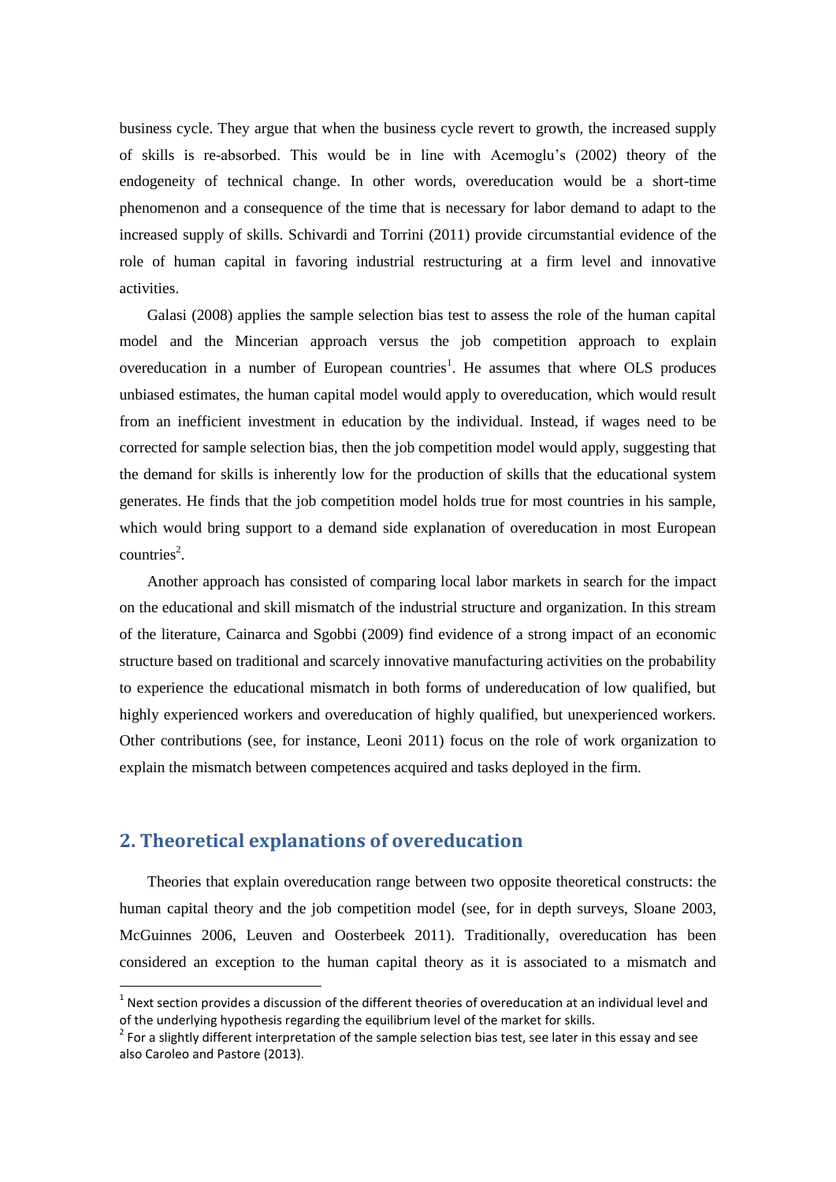business cycle. They argue that when the business cycle revert to growth, the increased supply of skills is re-absorbed. This would be in line with Acemoglu's (2002) theory of the endogeneity of technical change. In other words, overeducation would be a short-time phenomenon and a consequence of the time that is necessary for labor demand to adapt to the increased supply of skills. Schivardi and Torrini (2011) provide circumstantial evidence of the role of human capital in favoring industrial restructuring at a firm level and innovative activities.

Galasi (2008) applies the sample selection bias test to assess the role of the human capital model and the Mincerian approach versus the job competition approach to explain overeducation in a number of European countries[1]. He assumes that where OLS produces unbiased estimates, the human capital model would apply to overeducation, which would result from an inefficient investment in education by the individual. Instead, if wages need to be corrected for sample selection bias, then the job competition model would apply, suggesting that the demand for skills is inherently low for the production of skills that the educational system generates. He finds that the job competition model holds true for most countries in his sample, which would bring support to a demand side explanation of overeducation in most European countries[2].

Another approach has consisted of comparing local labor markets in search for the impact on the educational and skill mismatch of the industrial structure and organization. In this stream of the literature, Cainarca and Sgobbi (2009) find evidence of a strong impact of an economic structure based on traditional and scarcely innovative manufacturing activities on the probability to experience the educational mismatch in both forms of undereducation of low qualified, but highly experienced workers and overeducation of highly qualified, but unexperienced workers. Other contributions (see, for instance, Leoni 2011) focus on the role of work organization to explain the mismatch between competences acquired and tasks deployed in the firm.

## 2. Theoretical explanations of overeducation

Theories that explain overeducation range between two opposite theoretical constructs: the human capital theory and the job competition model (see, for in depth surveys, Sloane 2003, McGuinnes 2006, Leuven and Oosterbeek 2011). Traditionally, overeducation has been considered an exception to the human capital theory as it is associated to a mismatch and

[1] Next section provides a discussion of the different theories of overeducation at an individual level and of the underlying hypothesis regarding the equilibrium level of the market for skills.

[2] For a slightly different interpretation of the sample selection bias test, see later in this essay and see also Caroleo and Pastore (2013).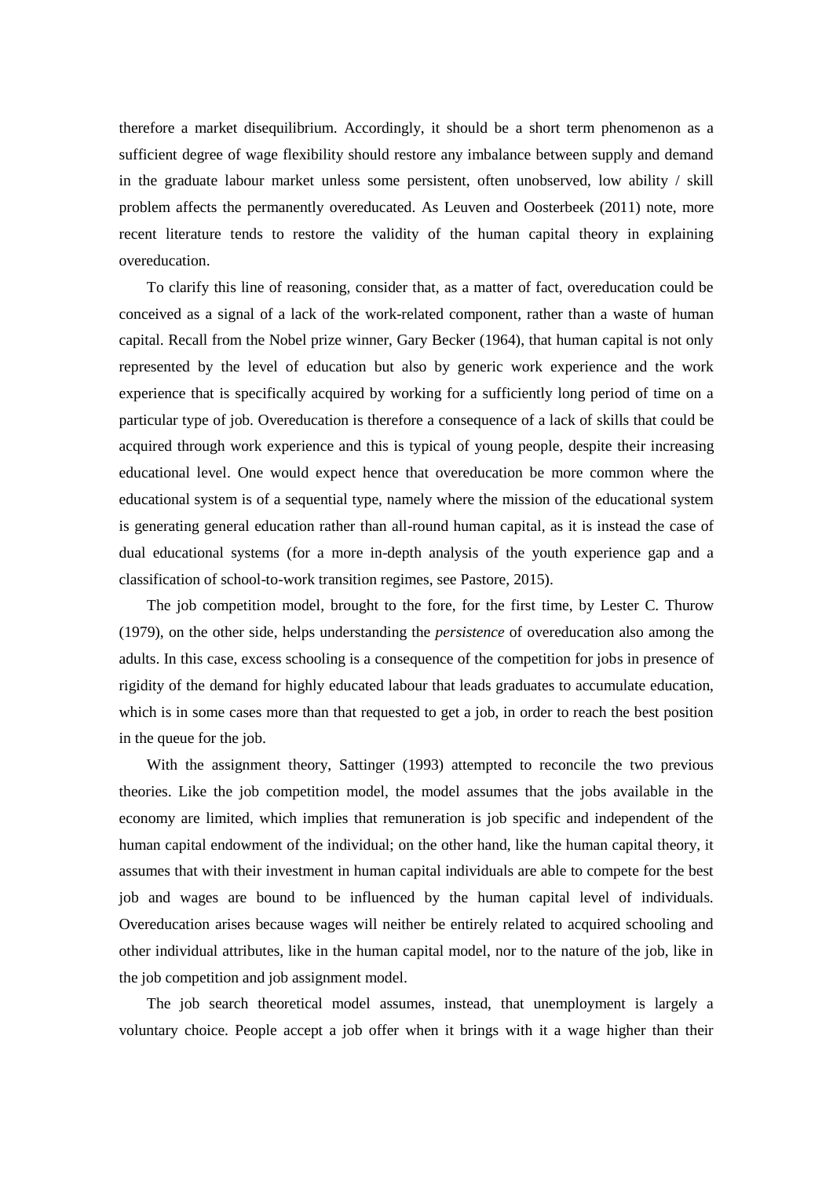therefore a market disequilibrium. Accordingly, it should be a short term phenomenon as a sufficient degree of wage flexibility should restore any imbalance between supply and demand in the graduate labour market unless some persistent, often unobserved, low ability / skill problem affects the permanently overeducated. As Leuven and Oosterbeek (2011) note, more recent literature tends to restore the validity of the human capital theory in explaining overeducation.

To clarify this line of reasoning, consider that, as a matter of fact, overeducation could be conceived as a signal of a lack of the work-related component, rather than a waste of human capital. Recall from the Nobel prize winner, Gary Becker (1964), that human capital is not only represented by the level of education but also by generic work experience and the work experience that is specifically acquired by working for a sufficiently long period of time on a particular type of job. Overeducation is therefore a consequence of a lack of skills that could be acquired through work experience and this is typical of young people, despite their increasing educational level. One would expect hence that overeducation be more common where the educational system is of a sequential type, namely where the mission of the educational system is generating general education rather than all-round human capital, as it is instead the case of dual educational systems (for a more in-depth analysis of the youth experience gap and a classification of school-to-work transition regimes, see Pastore, 2015).

The job competition model, brought to the fore, for the first time, by Lester C. Thurow (1979), on the other side, helps understanding the *persistence* of overeducation also among the adults. In this case, excess schooling is a consequence of the competition for jobs in presence of rigidity of the demand for highly educated labour that leads graduates to accumulate education, which is in some cases more than that requested to get a job, in order to reach the best position in the queue for the job.

With the assignment theory, Sattinger (1993) attempted to reconcile the two previous theories. Like the job competition model, the model assumes that the jobs available in the economy are limited, which implies that remuneration is job specific and independent of the human capital endowment of the individual; on the other hand, like the human capital theory, it assumes that with their investment in human capital individuals are able to compete for the best job and wages are bound to be influenced by the human capital level of individuals. Overeducation arises because wages will neither be entirely related to acquired schooling and other individual attributes, like in the human capital model, nor to the nature of the job, like in the job competition and job assignment model.

The job search theoretical model assumes, instead, that unemployment is largely a voluntary choice. People accept a job offer when it brings with it a wage higher than their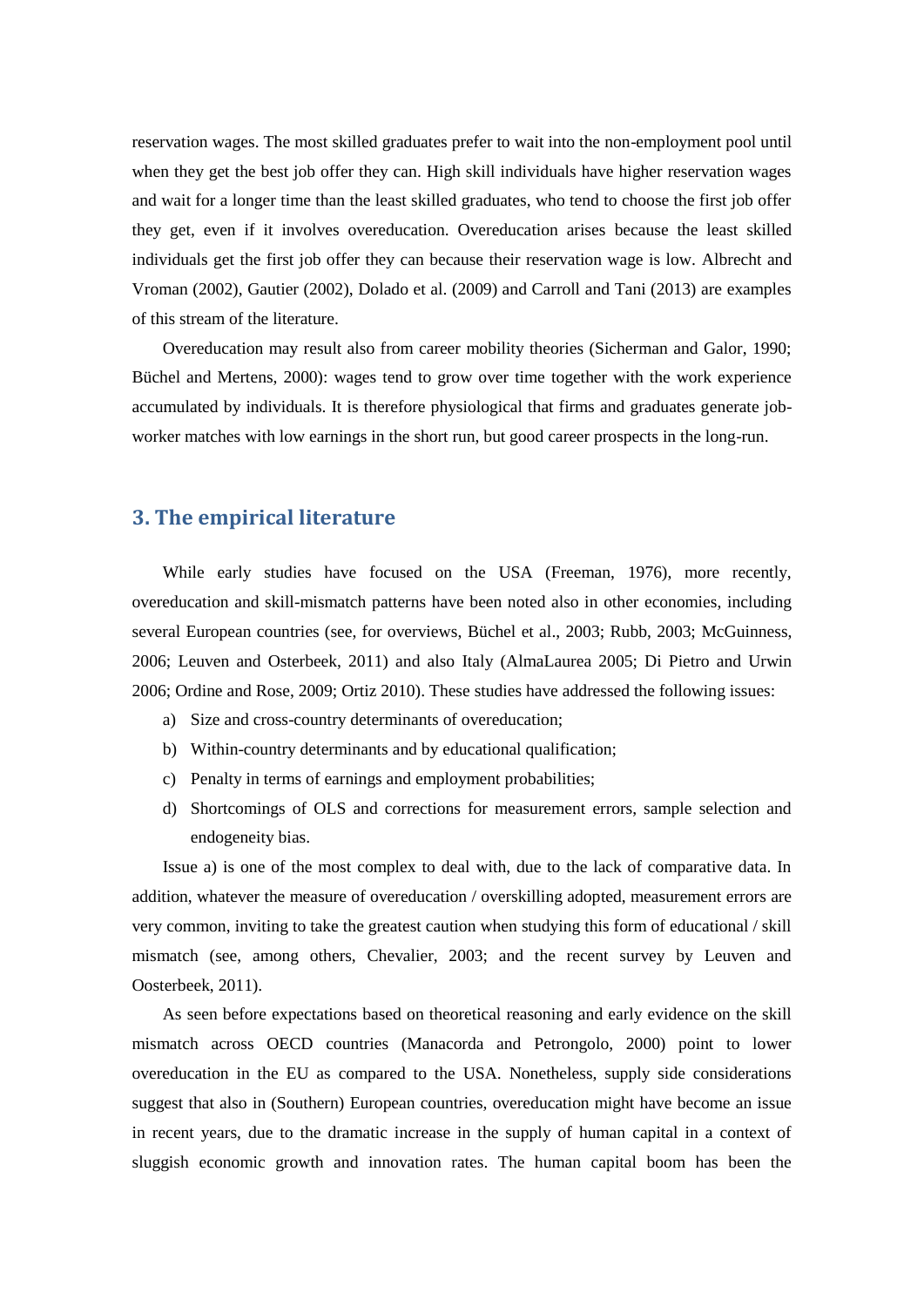reservation wages. The most skilled graduates prefer to wait into the non-employment pool until when they get the best job offer they can. High skill individuals have higher reservation wages and wait for a longer time than the least skilled graduates, who tend to choose the first job offer they get, even if it involves overeducation. Overeducation arises because the least skilled individuals get the first job offer they can because their reservation wage is low. Albrecht and Vroman (2002), Gautier (2002), Dolado et al. (2009) and Carroll and Tani (2013) are examples of this stream of the literature.

Overeducation may result also from career mobility theories (Sicherman and Galor, 1990; Büchel and Mertens, 2000): wages tend to grow over time together with the work experience accumulated by individuals. It is therefore physiological that firms and graduates generate job-worker matches with low earnings in the short run, but good career prospects in the long-run.

## 3. The empirical literature

While early studies have focused on the USA (Freeman, 1976), more recently, overeducation and skill-mismatch patterns have been noted also in other economies, including several European countries (see, for overviews, Büchel et al., 2003; Rubb, 2003; McGuinness, 2006; Leuven and Osterbeek, 2011) and also Italy (AlmaLaurea 2005; Di Pietro and Urwin 2006; Ordine and Rose, 2009; Ortiz 2010). These studies have addressed the following issues:

a) Size and cross-country determinants of overeducation;
b) Within-country determinants and by educational qualification;
c) Penalty in terms of earnings and employment probabilities;
d) Shortcomings of OLS and corrections for measurement errors, sample selection and endogeneity bias.

Issue a) is one of the most complex to deal with, due to the lack of comparative data. In addition, whatever the measure of overeducation / overskilling adopted, measurement errors are very common, inviting to take the greatest caution when studying this form of educational / skill mismatch (see, among others, Chevalier, 2003; and the recent survey by Leuven and Oosterbeek, 2011).

As seen before expectations based on theoretical reasoning and early evidence on the skill mismatch across OECD countries (Manacorda and Petrongolo, 2000) point to lower overeducation in the EU as compared to the USA. Nonetheless, supply side considerations suggest that also in (Southern) European countries, overeducation might have become an issue in recent years, due to the dramatic increase in the supply of human capital in a context of sluggish economic growth and innovation rates. The human capital boom has been the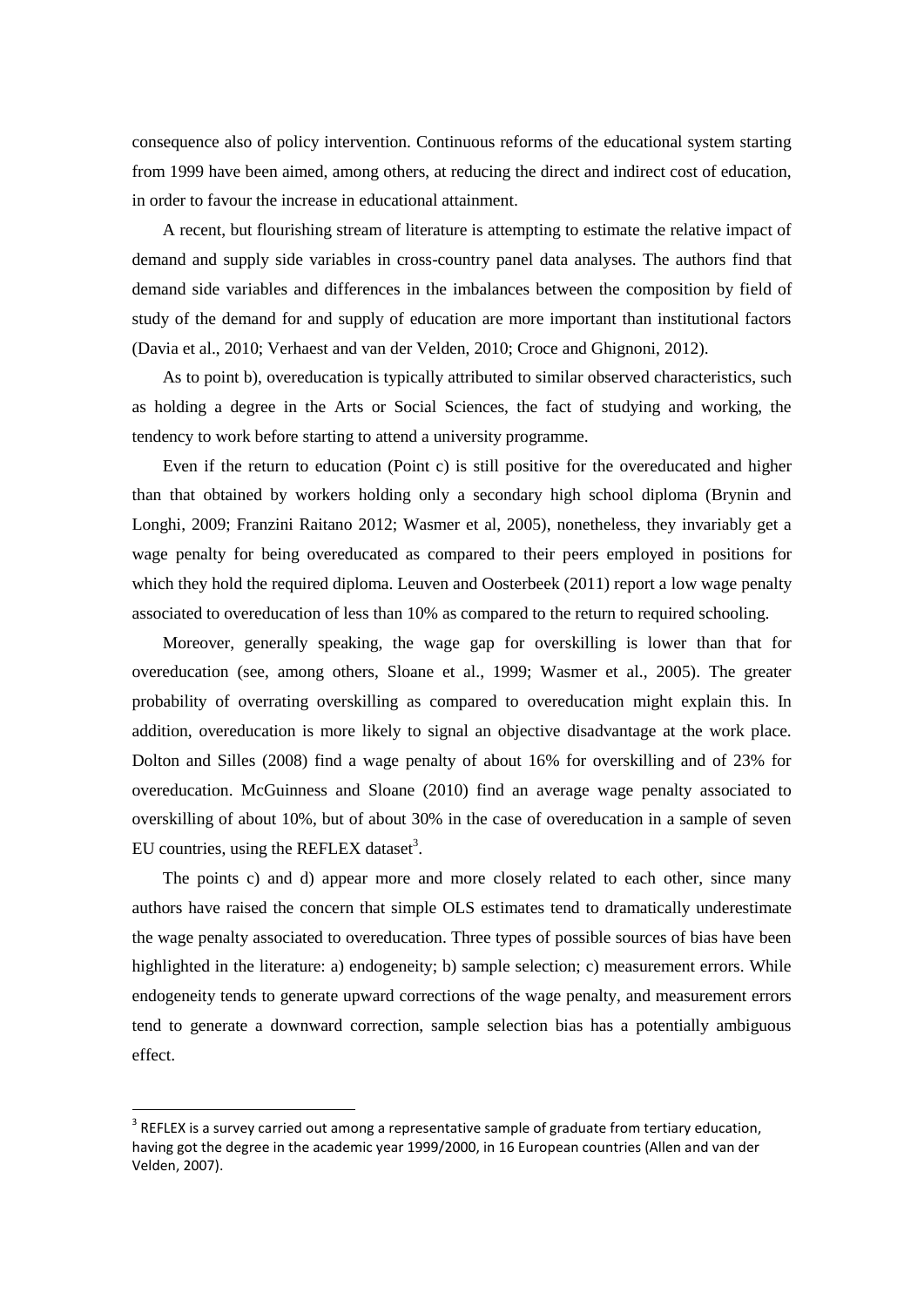consequence also of policy intervention. Continuous reforms of the educational system starting from 1999 have been aimed, among others, at reducing the direct and indirect cost of education, in order to favour the increase in educational attainment.

A recent, but flourishing stream of literature is attempting to estimate the relative impact of demand and supply side variables in cross-country panel data analyses. The authors find that demand side variables and differences in the imbalances between the composition by field of study of the demand for and supply of education are more important than institutional factors (Davia et al., 2010; Verhaest and van der Velden, 2010; Croce and Ghignoni, 2012).

As to point b), overeducation is typically attributed to similar observed characteristics, such as holding a degree in the Arts or Social Sciences, the fact of studying and working, the tendency to work before starting to attend a university programme.

Even if the return to education (Point c) is still positive for the overeducated and higher than that obtained by workers holding only a secondary high school diploma (Brynin and Longhi, 2009; Franzini Raitano 2012; Wasmer et al, 2005), nonetheless, they invariably get a wage penalty for being overeducated as compared to their peers employed in positions for which they hold the required diploma. Leuven and Oosterbeek (2011) report a low wage penalty associated to overeducation of less than 10% as compared to the return to required schooling.

Moreover, generally speaking, the wage gap for overskilling is lower than that for overeducation (see, among others, Sloane et al., 1999; Wasmer et al., 2005). The greater probability of overrating overskilling as compared to overeducation might explain this. In addition, overeducation is more likely to signal an objective disadvantage at the work place. Dolton and Silles (2008) find a wage penalty of about 16% for overskilling and of 23% for overeducation. McGuinness and Sloane (2010) find an average wage penalty associated to overskilling of about 10%, but of about 30% in the case of overeducation in a sample of seven EU countries, using the REFLEX dataset[3].

The points c) and d) appear more and more closely related to each other, since many authors have raised the concern that simple OLS estimates tend to dramatically underestimate the wage penalty associated to overeducation. Three types of possible sources of bias have been highlighted in the literature: a) endogeneity; b) sample selection; c) measurement errors. While endogeneity tends to generate upward corrections of the wage penalty, and measurement errors tend to generate a downward correction, sample selection bias has a potentially ambiguous effect.

[3] REFLEX is a survey carried out among a representative sample of graduate from tertiary education, having got the degree in the academic year 1999/2000, in 16 European countries (Allen and van der Velden, 2007).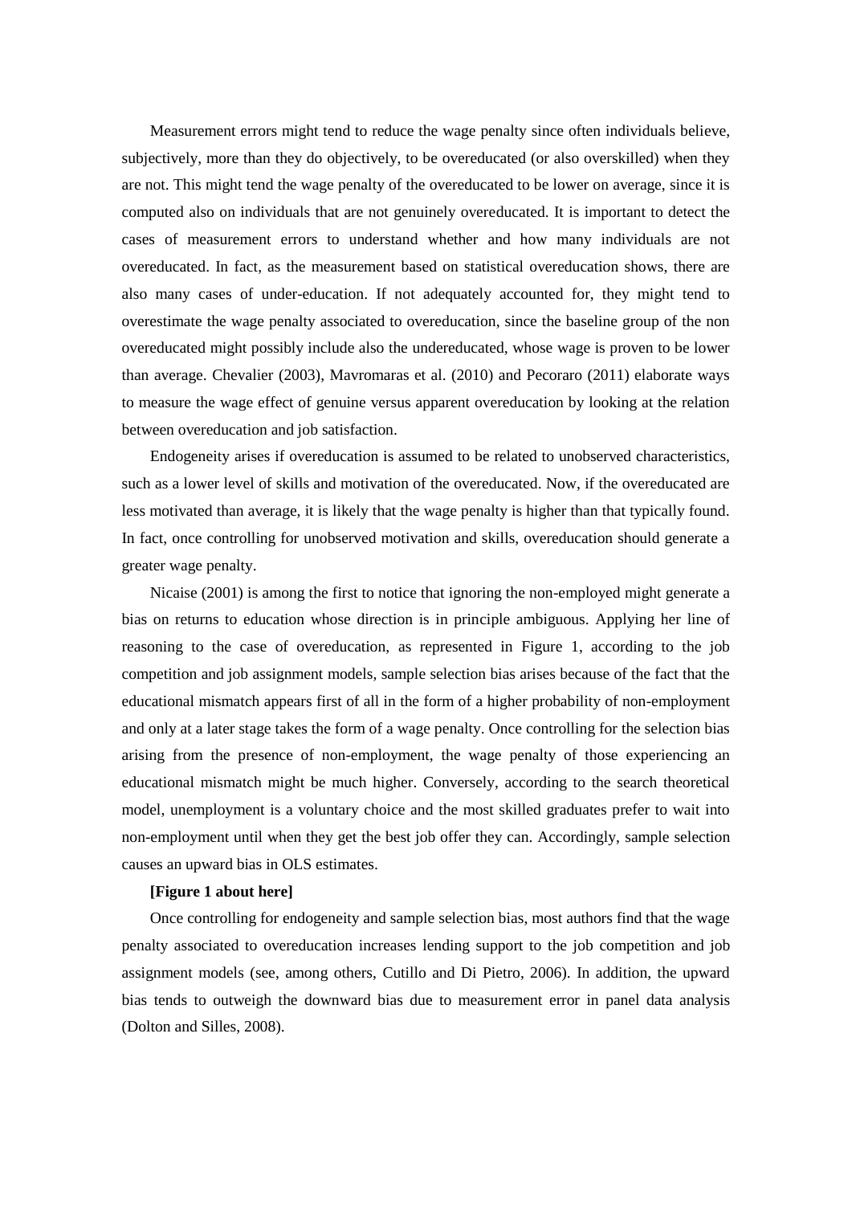Measurement errors might tend to reduce the wage penalty since often individuals believe, subjectively, more than they do objectively, to be overeducated (or also overskilled) when they are not. This might tend the wage penalty of the overeducated to be lower on average, since it is computed also on individuals that are not genuinely overeducated. It is important to detect the cases of measurement errors to understand whether and how many individuals are not overeducated. In fact, as the measurement based on statistical overeducation shows, there are also many cases of under-education. If not adequately accounted for, they might tend to overestimate the wage penalty associated to overeducation, since the baseline group of the non overeducated might possibly include also the undereducated, whose wage is proven to be lower than average. Chevalier (2003), Mavromaras et al. (2010) and Pecoraro (2011) elaborate ways to measure the wage effect of genuine versus apparent overeducation by looking at the relation between overeducation and job satisfaction.

Endogeneity arises if overeducation is assumed to be related to unobserved characteristics, such as a lower level of skills and motivation of the overeducated. Now, if the overeducated are less motivated than average, it is likely that the wage penalty is higher than that typically found. In fact, once controlling for unobserved motivation and skills, overeducation should generate a greater wage penalty.

Nicaise (2001) is among the first to notice that ignoring the non-employed might generate a bias on returns to education whose direction is in principle ambiguous. Applying her line of reasoning to the case of overeducation, as represented in Figure 1, according to the job competition and job assignment models, sample selection bias arises because of the fact that the educational mismatch appears first of all in the form of a higher probability of non-employment and only at a later stage takes the form of a wage penalty. Once controlling for the selection bias arising from the presence of non-employment, the wage penalty of those experiencing an educational mismatch might be much higher. Conversely, according to the search theoretical model, unemployment is a voluntary choice and the most skilled graduates prefer to wait into non-employment until when they get the best job offer they can. Accordingly, sample selection causes an upward bias in OLS estimates.

**[Figure 1 about here]**

Once controlling for endogeneity and sample selection bias, most authors find that the wage penalty associated to overeducation increases lending support to the job competition and job assignment models (see, among others, Cutillo and Di Pietro, 2006). In addition, the upward bias tends to outweigh the downward bias due to measurement error in panel data analysis (Dolton and Silles, 2008).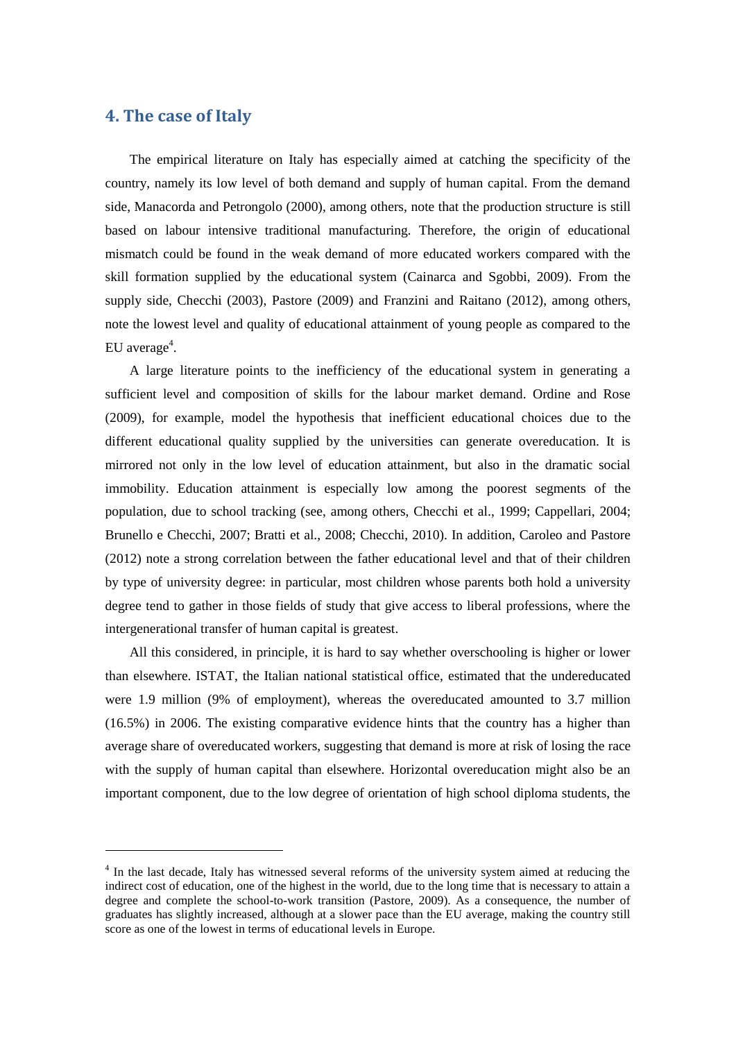## 4. The case of Italy

The empirical literature on Italy has especially aimed at catching the specificity of the country, namely its low level of both demand and supply of human capital. From the demand side, Manacorda and Petrongolo (2000), among others, note that the production structure is still based on labour intensive traditional manufacturing. Therefore, the origin of educational mismatch could be found in the weak demand of more educated workers compared with the skill formation supplied by the educational system (Cainarca and Sgobbi, 2009). From the supply side, Checchi (2003), Pastore (2009) and Franzini and Raitano (2012), among others, note the lowest level and quality of educational attainment of young people as compared to the EU average[4].

A large literature points to the inefficiency of the educational system in generating a sufficient level and composition of skills for the labour market demand. Ordine and Rose (2009), for example, model the hypothesis that inefficient educational choices due to the different educational quality supplied by the universities can generate overeducation. It is mirrored not only in the low level of education attainment, but also in the dramatic social immobility. Education attainment is especially low among the poorest segments of the population, due to school tracking (see, among others, Checchi et al., 1999; Cappellari, 2004; Brunello e Checchi, 2007; Bratti et al., 2008; Checchi, 2010). In addition, Caroleo and Pastore (2012) note a strong correlation between the father educational level and that of their children by type of university degree: in particular, most children whose parents both hold a university degree tend to gather in those fields of study that give access to liberal professions, where the intergenerational transfer of human capital is greatest.

All this considered, in principle, it is hard to say whether overschooling is higher or lower than elsewhere. ISTAT, the Italian national statistical office, estimated that the undereducated were 1.9 million (9% of employment), whereas the overeducated amounted to 3.7 million (16.5%) in 2006. The existing comparative evidence hints that the country has a higher than average share of overeducated workers, suggesting that demand is more at risk of losing the race with the supply of human capital than elsewhere. Horizontal overeducation might also be an important component, due to the low degree of orientation of high school diploma students, the

---

[4] In the last decade, Italy has witnessed several reforms of the university system aimed at reducing the indirect cost of education, one of the highest in the world, due to the long time that is necessary to attain a degree and complete the school-to-work transition (Pastore, 2009). As a consequence, the number of graduates has slightly increased, although at a slower pace than the EU average, making the country still score as one of the lowest in terms of educational levels in Europe.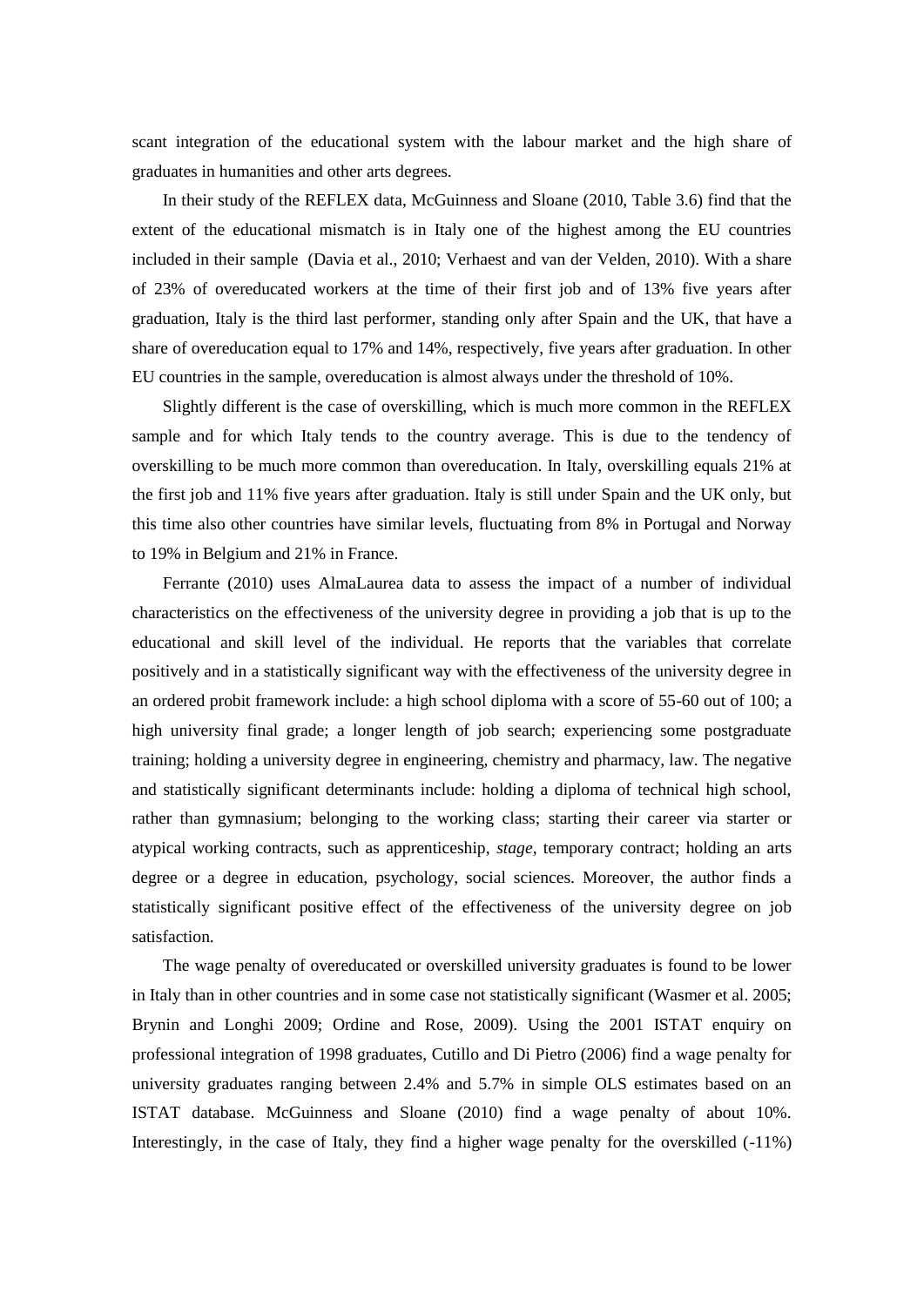scant integration of the educational system with the labour market and the high share of graduates in humanities and other arts degrees.

In their study of the REFLEX data, McGuinness and Sloane (2010, Table 3.6) find that the extent of the educational mismatch is in Italy one of the highest among the EU countries included in their sample (Davia et al., 2010; Verhaest and van der Velden, 2010). With a share of 23% of overeducated workers at the time of their first job and of 13% five years after graduation, Italy is the third last performer, standing only after Spain and the UK, that have a share of overeducation equal to 17% and 14%, respectively, five years after graduation. In other EU countries in the sample, overeducation is almost always under the threshold of 10%.

Slightly different is the case of overskilling, which is much more common in the REFLEX sample and for which Italy tends to the country average. This is due to the tendency of overskilling to be much more common than overeducation. In Italy, overskilling equals 21% at the first job and 11% five years after graduation. Italy is still under Spain and the UK only, but this time also other countries have similar levels, fluctuating from 8% in Portugal and Norway to 19% in Belgium and 21% in France.

Ferrante (2010) uses AlmaLaurea data to assess the impact of a number of individual characteristics on the effectiveness of the university degree in providing a job that is up to the educational and skill level of the individual. He reports that the variables that correlate positively and in a statistically significant way with the effectiveness of the university degree in an ordered probit framework include: a high school diploma with a score of 55-60 out of 100; a high university final grade; a longer length of job search; experiencing some postgraduate training; holding a university degree in engineering, chemistry and pharmacy, law. The negative and statistically significant determinants include: holding a diploma of technical high school, rather than gymnasium; belonging to the working class; starting their career via starter or atypical working contracts, such as apprenticeship, *stage*, temporary contract; holding an arts degree or a degree in education, psychology, social sciences. Moreover, the author finds a statistically significant positive effect of the effectiveness of the university degree on job satisfaction.

The wage penalty of overeducated or overskilled university graduates is found to be lower in Italy than in other countries and in some case not statistically significant (Wasmer et al. 2005; Brynin and Longhi 2009; Ordine and Rose, 2009). Using the 2001 ISTAT enquiry on professional integration of 1998 graduates, Cutillo and Di Pietro (2006) find a wage penalty for university graduates ranging between 2.4% and 5.7% in simple OLS estimates based on an ISTAT database. McGuinness and Sloane (2010) find a wage penalty of about 10%. Interestingly, in the case of Italy, they find a higher wage penalty for the overskilled (-11%)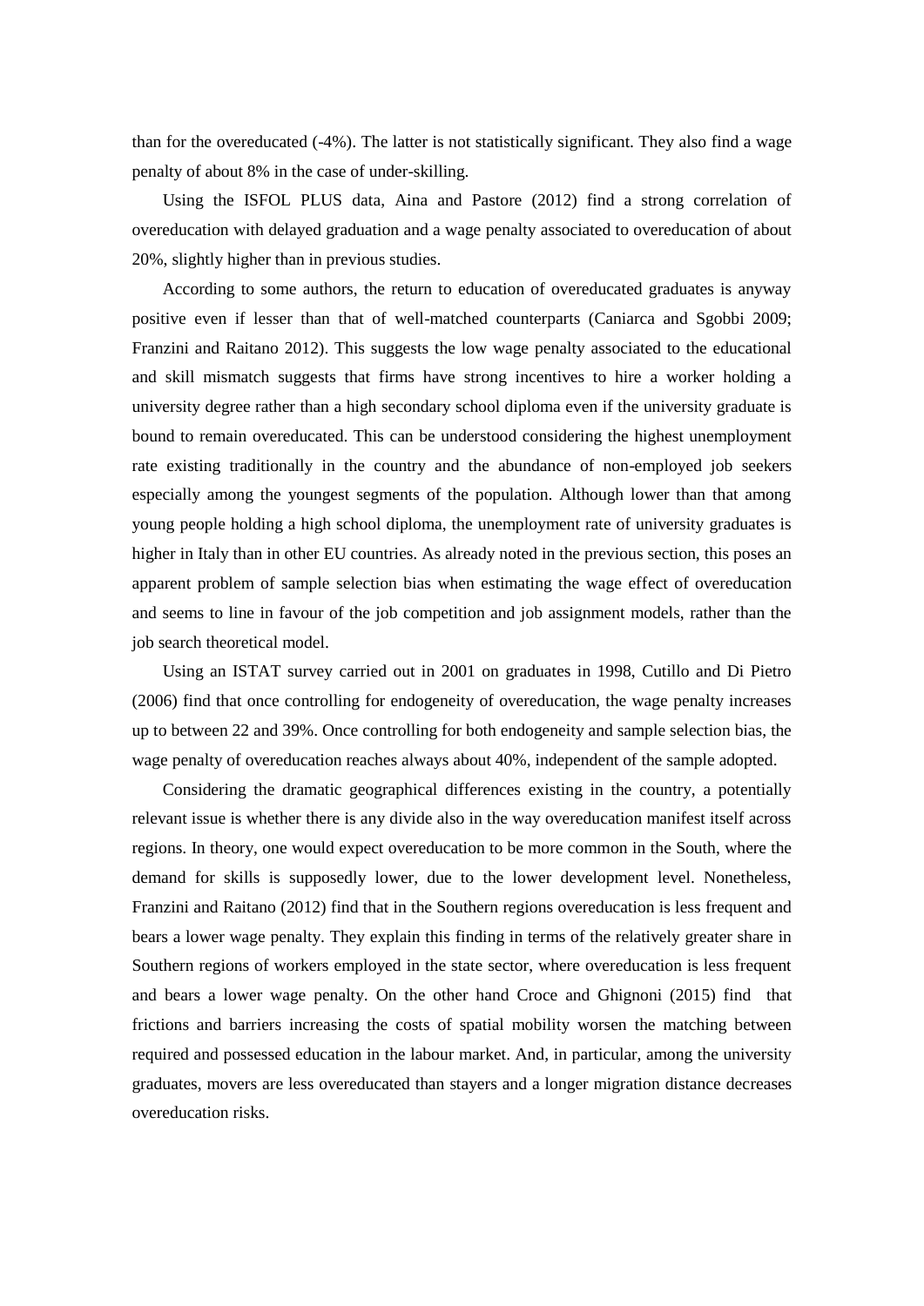than for the overeducated (-4%). The latter is not statistically significant. They also find a wage penalty of about 8% in the case of under-skilling.

Using the ISFOL PLUS data, Aina and Pastore (2012) find a strong correlation of overeducation with delayed graduation and a wage penalty associated to overeducation of about 20%, slightly higher than in previous studies.

According to some authors, the return to education of overeducated graduates is anyway positive even if lesser than that of well-matched counterparts (Caniarca and Sgobbi 2009; Franzini and Raitano 2012). This suggests the low wage penalty associated to the educational and skill mismatch suggests that firms have strong incentives to hire a worker holding a university degree rather than a high secondary school diploma even if the university graduate is bound to remain overeducated. This can be understood considering the highest unemployment rate existing traditionally in the country and the abundance of non-employed job seekers especially among the youngest segments of the population. Although lower than that among young people holding a high school diploma, the unemployment rate of university graduates is higher in Italy than in other EU countries. As already noted in the previous section, this poses an apparent problem of sample selection bias when estimating the wage effect of overeducation and seems to line in favour of the job competition and job assignment models, rather than the job search theoretical model.

Using an ISTAT survey carried out in 2001 on graduates in 1998, Cutillo and Di Pietro (2006) find that once controlling for endogeneity of overeducation, the wage penalty increases up to between 22 and 39%. Once controlling for both endogeneity and sample selection bias, the wage penalty of overeducation reaches always about 40%, independent of the sample adopted.

Considering the dramatic geographical differences existing in the country, a potentially relevant issue is whether there is any divide also in the way overeducation manifest itself across regions. In theory, one would expect overeducation to be more common in the South, where the demand for skills is supposedly lower, due to the lower development level. Nonetheless, Franzini and Raitano (2012) find that in the Southern regions overeducation is less frequent and bears a lower wage penalty. They explain this finding in terms of the relatively greater share in Southern regions of workers employed in the state sector, where overeducation is less frequent and bears a lower wage penalty. On the other hand Croce and Ghignoni (2015) find that frictions and barriers increasing the costs of spatial mobility worsen the matching between required and possessed education in the labour market. And, in particular, among the university graduates, movers are less overeducated than stayers and a longer migration distance decreases overeducation risks.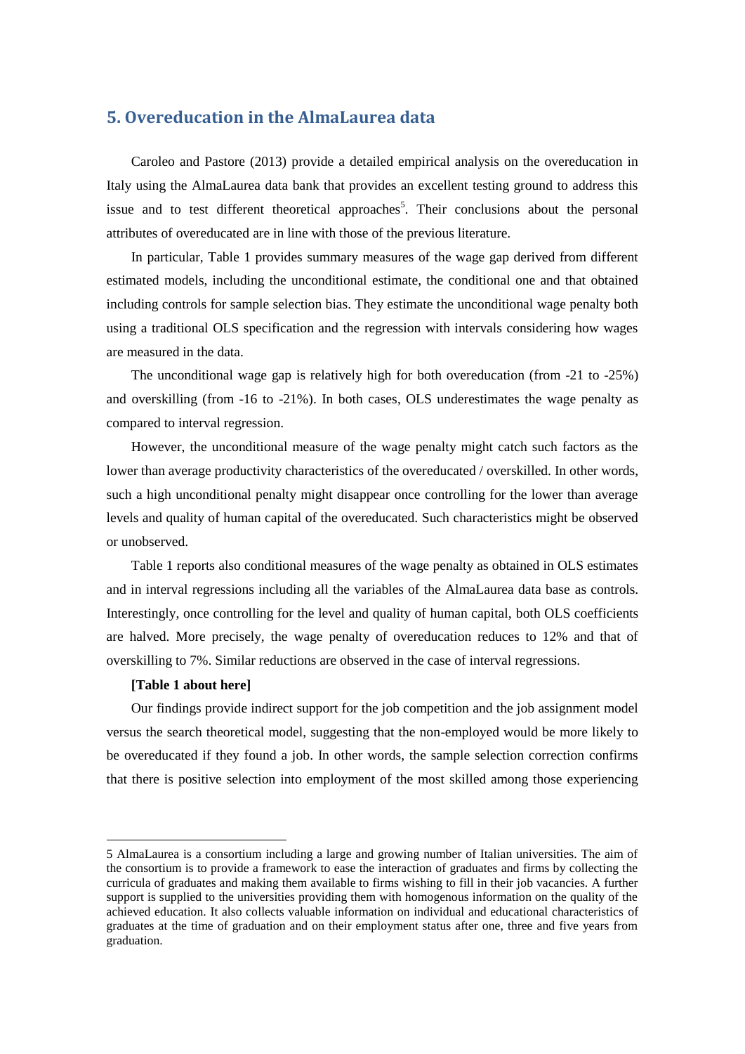## 5. Overeducation in the AlmaLaurea data

Caroleo and Pastore (2013) provide a detailed empirical analysis on the overeducation in Italy using the AlmaLaurea data bank that provides an excellent testing ground to address this issue and to test different theoretical approaches[5]. Their conclusions about the personal attributes of overeducated are in line with those of the previous literature.

In particular, Table 1 provides summary measures of the wage gap derived from different estimated models, including the unconditional estimate, the conditional one and that obtained including controls for sample selection bias. They estimate the unconditional wage penalty both using a traditional OLS specification and the regression with intervals considering how wages are measured in the data.

The unconditional wage gap is relatively high for both overeducation (from -21 to -25%) and overskilling (from -16 to -21%). In both cases, OLS underestimates the wage penalty as compared to interval regression.

However, the unconditional measure of the wage penalty might catch such factors as the lower than average productivity characteristics of the overeducated / overskilled. In other words, such a high unconditional penalty might disappear once controlling for the lower than average levels and quality of human capital of the overeducated. Such characteristics might be observed or unobserved.

Table 1 reports also conditional measures of the wage penalty as obtained in OLS estimates and in interval regressions including all the variables of the AlmaLaurea data base as controls. Interestingly, once controlling for the level and quality of human capital, both OLS coefficients are halved. More precisely, the wage penalty of overeducation reduces to 12% and that of overskilling to 7%. Similar reductions are observed in the case of interval regressions.

**[Table 1 about here]**

Our findings provide indirect support for the job competition and the job assignment model versus the search theoretical model, suggesting that the non-employed would be more likely to be overeducated if they found a job. In other words, the sample selection correction confirms that there is positive selection into employment of the most skilled among those experiencing

---

5 AlmaLaurea is a consortium including a large and growing number of Italian universities. The aim of the consortium is to provide a framework to ease the interaction of graduates and firms by collecting the curricula of graduates and making them available to firms wishing to fill in their job vacancies. A further support is supplied to the universities providing them with homogenous information on the quality of the achieved education. It also collects valuable information on individual and educational characteristics of graduates at the time of graduation and on their employment status after one, three and five years from graduation.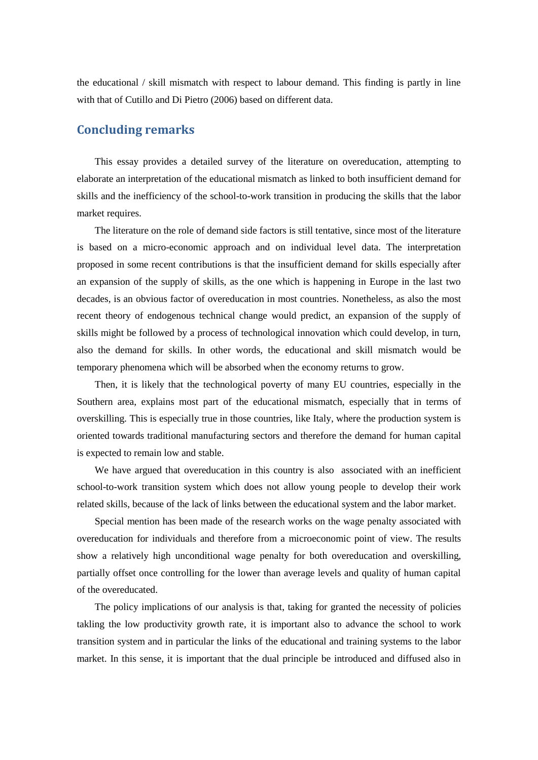the educational / skill mismatch with respect to labour demand. This finding is partly in line with that of Cutillo and Di Pietro (2006) based on different data.

## Concluding remarks

This essay provides a detailed survey of the literature on overeducation, attempting to elaborate an interpretation of the educational mismatch as linked to both insufficient demand for skills and the inefficiency of the school-to-work transition in producing the skills that the labor market requires.

The literature on the role of demand side factors is still tentative, since most of the literature is based on a micro-economic approach and on individual level data. The interpretation proposed in some recent contributions is that the insufficient demand for skills especially after an expansion of the supply of skills, as the one which is happening in Europe in the last two decades, is an obvious factor of overeducation in most countries. Nonetheless, as also the most recent theory of endogenous technical change would predict, an expansion of the supply of skills might be followed by a process of technological innovation which could develop, in turn, also the demand for skills. In other words, the educational and skill mismatch would be temporary phenomena which will be absorbed when the economy returns to grow.

Then, it is likely that the technological poverty of many EU countries, especially in the Southern area, explains most part of the educational mismatch, especially that in terms of overskilling. This is especially true in those countries, like Italy, where the production system is oriented towards traditional manufacturing sectors and therefore the demand for human capital is expected to remain low and stable.

We have argued that overeducation in this country is also associated with an inefficient school-to-work transition system which does not allow young people to develop their work related skills, because of the lack of links between the educational system and the labor market.

Special mention has been made of the research works on the wage penalty associated with overeducation for individuals and therefore from a microeconomic point of view. The results show a relatively high unconditional wage penalty for both overeducation and overskilling, partially offset once controlling for the lower than average levels and quality of human capital of the overeducated.

The policy implications of our analysis is that, taking for granted the necessity of policies takling the low productivity growth rate, it is important also to advance the school to work transition system and in particular the links of the educational and training systems to the labor market. In this sense, it is important that the dual principle be introduced and diffused also in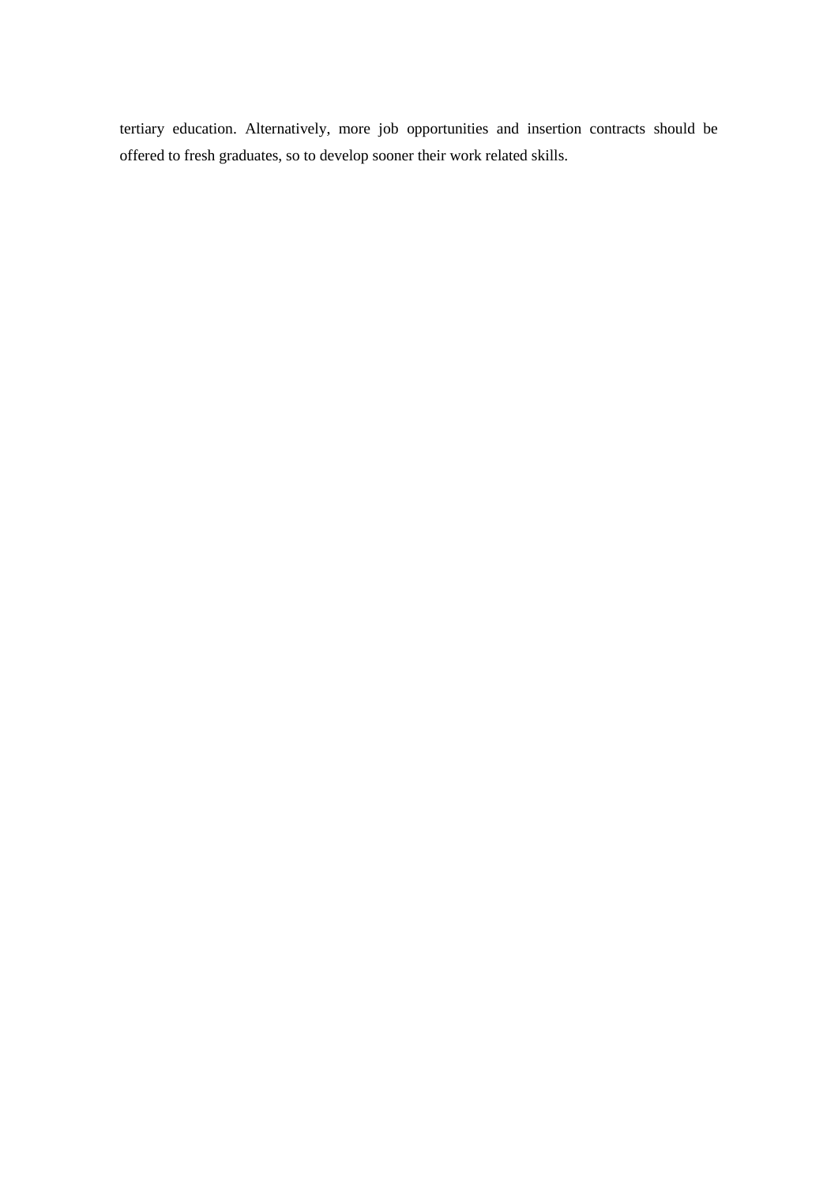tertiary education. Alternatively, more job opportunities and insertion contracts should be offered to fresh graduates, so to develop sooner their work related skills.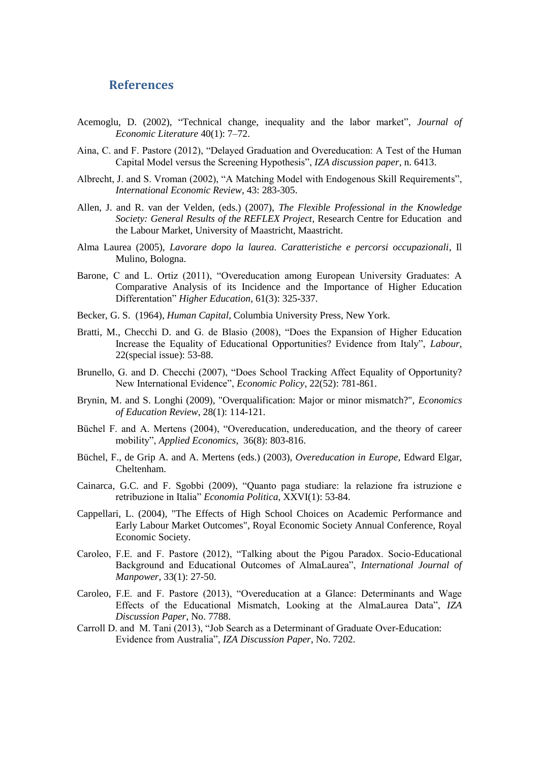## References

Acemoglu, D. (2002), "Technical change, inequality and the labor market", *Journal of Economic Literature* 40(1): 7–72.

Aina, C. and F. Pastore (2012), "Delayed Graduation and Overeducation: A Test of the Human Capital Model versus the Screening Hypothesis", *IZA discussion paper*, n. 6413.

Albrecht, J. and S. Vroman (2002), "A Matching Model with Endogenous Skill Requirements", *International Economic Review*, 43: 283-305.

Allen, J. and R. van der Velden, (eds.) (2007), *The Flexible Professional in the Knowledge Society: General Results of the REFLEX Project*, Research Centre for Education and the Labour Market, University of Maastricht, Maastricht.

Alma Laurea (2005), *Lavorare dopo la laurea. Caratteristiche e percorsi occupazionali*, Il Mulino, Bologna.

Barone, C and L. Ortiz (2011), "Overeducation among European University Graduates: A Comparative Analysis of its Incidence and the Importance of Higher Education Differentation" *Higher Education*, 61(3): 325-337.

Becker, G. S. (1964), *Human Capital*, Columbia University Press, New York.

Bratti, M., Checchi D. and G. de Blasio (2008), "Does the Expansion of Higher Education Increase the Equality of Educational Opportunities? Evidence from Italy", *Labour*, 22(special issue): 53-88.

Brunello, G. and D. Checchi (2007), "Does School Tracking Affect Equality of Opportunity? New International Evidence", *Economic Policy*, 22(52): 781-861.

Brynin, M. and S. Longhi (2009), "Overqualification: Major or minor mismatch?", *Economics of Education Review*, 28(1): 114-121.

Büchel F. and A. Mertens (2004), "Overeducation, undereducation, and the theory of career mobility", *Applied Economics*, 36(8): 803-816.

Büchel, F., de Grip A. and A. Mertens (eds.) (2003), *Overeducation in Europe*, Edward Elgar, Cheltenham.

Cainarca, G.C. and F. Sgobbi (2009), "Quanto paga studiare: la relazione fra istruzione e retribuzione in Italia" *Economia Politica*, XXVI(1): 53-84.

Cappellari, L. (2004), "The Effects of High School Choices on Academic Performance and Early Labour Market Outcomes", Royal Economic Society Annual Conference, Royal Economic Society.

Caroleo, F.E. and F. Pastore (2012), "Talking about the Pigou Paradox. Socio-Educational Background and Educational Outcomes of AlmaLaurea", *International Journal of Manpower*, 33(1): 27-50.

Caroleo, F.E. and F. Pastore (2013), "Overeducation at a Glance: Determinants and Wage Effects of the Educational Mismatch, Looking at the AlmaLaurea Data", *IZA Discussion Paper*, No. 7788.

Carroll D. and M. Tani (2013), "Job Search as a Determinant of Graduate Over-Education: Evidence from Australia", *IZA Discussion Paper*, No. 7202.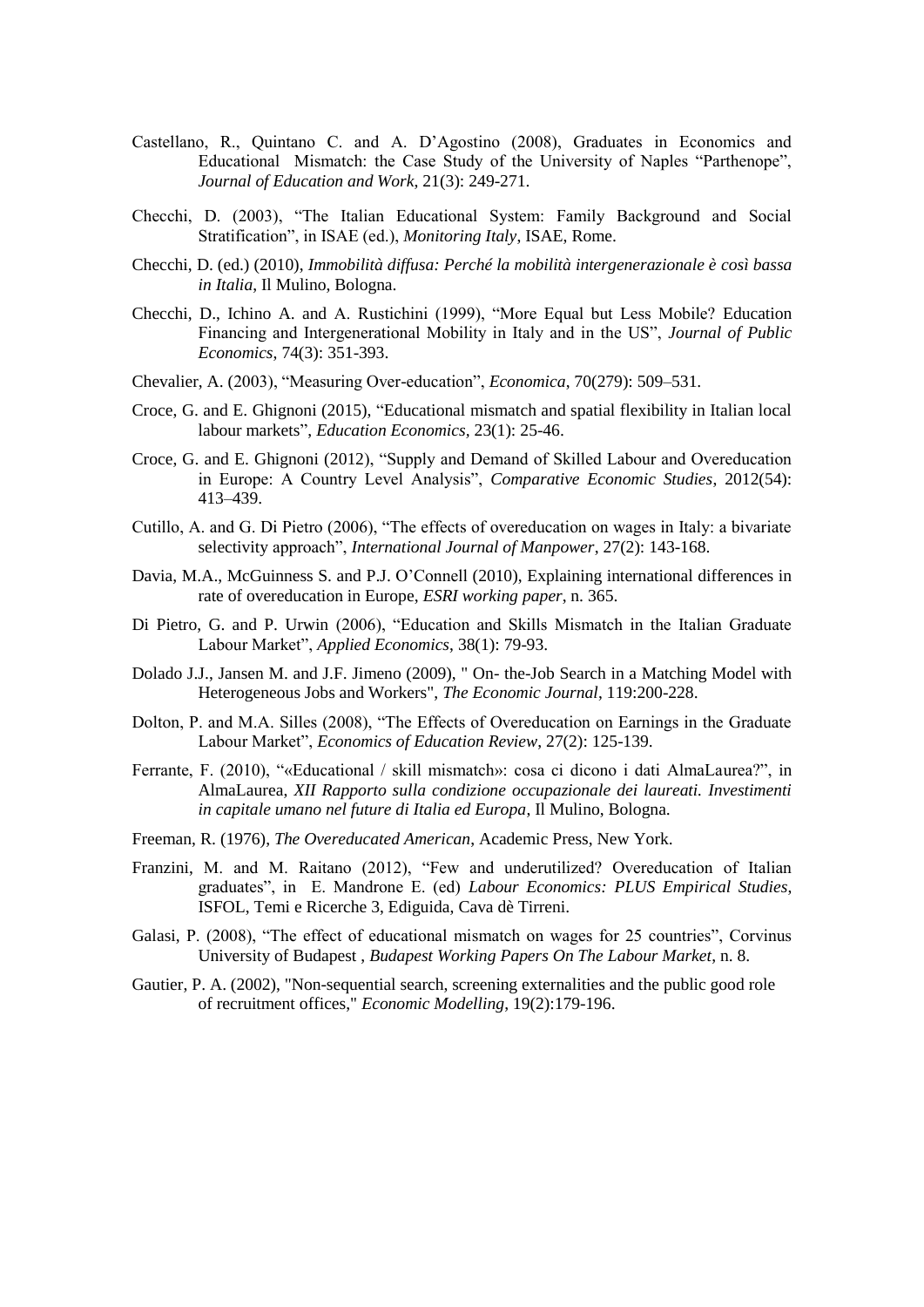Castellano, R., Quintano C. and A. D'Agostino (2008), Graduates in Economics and Educational Mismatch: the Case Study of the University of Naples "Parthenope", *Journal of Education and Work*, 21(3): 249-271.

Checchi, D. (2003), "The Italian Educational System: Family Background and Social Stratification", in ISAE (ed.), *Monitoring Italy*, ISAE, Rome.

Checchi, D. (ed.) (2010), *Immobilità diffusa: Perché la mobilità intergenerazionale è così bassa in Italia*, Il Mulino, Bologna.

Checchi, D., Ichino A. and A. Rustichini (1999), "More Equal but Less Mobile? Education Financing and Intergenerational Mobility in Italy and in the US", *Journal of Public Economics*, 74(3): 351-393.

Chevalier, A. (2003), "Measuring Over-education", *Economica*, 70(279): 509–531.

Croce, G. and E. Ghignoni (2015), "Educational mismatch and spatial flexibility in Italian local labour markets", *Education Economics*, 23(1): 25-46.

Croce, G. and E. Ghignoni (2012), "Supply and Demand of Skilled Labour and Overeducation in Europe: A Country Level Analysis", *Comparative Economic Studies*, 2012(54): 413–439.

Cutillo, A. and G. Di Pietro (2006), "The effects of overeducation on wages in Italy: a bivariate selectivity approach", *International Journal of Manpower*, 27(2): 143-168.

Davia, M.A., McGuinness S. and P.J. O'Connell (2010), Explaining international differences in rate of overeducation in Europe, *ESRI working paper*, n. 365.

Di Pietro, G. and P. Urwin (2006), "Education and Skills Mismatch in the Italian Graduate Labour Market", *Applied Economics*, 38(1): 79-93.

Dolado J.J., Jansen M. and J.F. Jimeno (2009), " On- the-Job Search in a Matching Model with Heterogeneous Jobs and Workers", *The Economic Journal*, 119:200-228.

Dolton, P. and M.A. Silles (2008), "The Effects of Overeducation on Earnings in the Graduate Labour Market", *Economics of Education Review*, 27(2): 125-139.

Ferrante, F. (2010), "«Educational / skill mismatch»: cosa ci dicono i dati AlmaLaurea?", in AlmaLaurea, *XII Rapporto sulla condizione occupazionale dei laureati. Investimenti in capitale umano nel future di Italia ed Europa*, Il Mulino, Bologna.

Freeman, R. (1976), *The Overeducated American*, Academic Press, New York.

Franzini, M. and M. Raitano (2012), "Few and underutilized? Overeducation of Italian graduates", in E. Mandrone E. (ed) *Labour Economics: PLUS Empirical Studies*, ISFOL, Temi e Ricerche 3, Ediguida, Cava dè Tirreni.

Galasi, P. (2008), "The effect of educational mismatch on wages for 25 countries", Corvinus University of Budapest , *Budapest Working Papers On The Labour Market*, n. 8.

Gautier, P. A. (2002), "Non-sequential search, screening externalities and the public good role of recruitment offices," *Economic Modelling*, 19(2):179-196.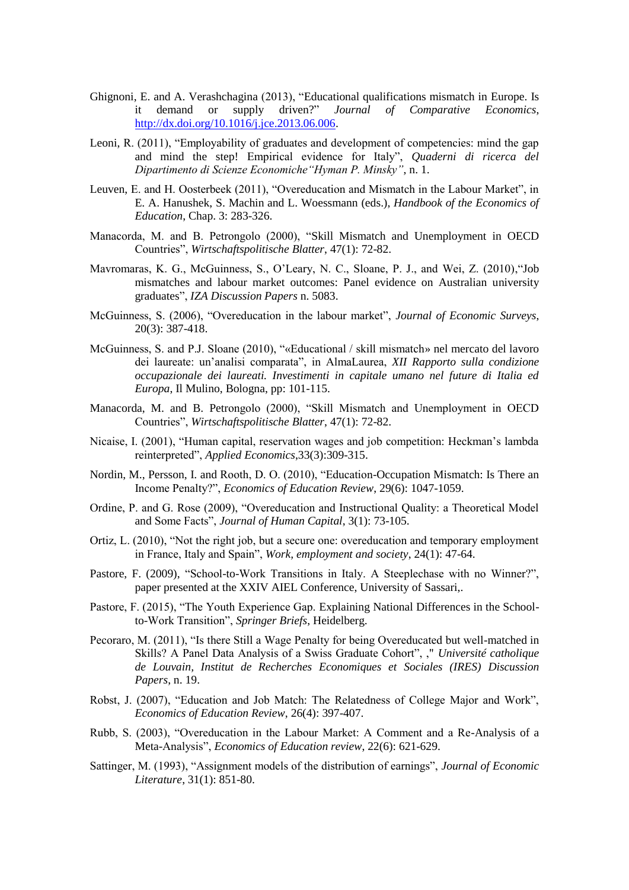Ghignoni, E. and A. Verashchagina (2013), "Educational qualifications mismatch in Europe. Is it demand or supply driven?" *Journal of Comparative Economics*, http://dx.doi.org/10.1016/j.jce.2013.06.006.

Leoni, R. (2011), "Employability of graduates and development of competencies: mind the gap and mind the step! Empirical evidence for Italy", *Quaderni di ricerca del Dipartimento di Scienze Economiche"Hyman P. Minsky"*, n. 1.

Leuven, E. and H. Oosterbeek (2011), "Overeducation and Mismatch in the Labour Market", in E. A. Hanushek, S. Machin and L. Woessmann (eds.), *Handbook of the Economics of Education*, Chap. 3: 283-326.

Manacorda, M. and B. Petrongolo (2000), "Skill Mismatch and Unemployment in OECD Countries", *Wirtschaftspolitische Blatter*, 47(1): 72-82.

Mavromaras, K. G., McGuinness, S., O'Leary, N. C., Sloane, P. J., and Wei, Z. (2010),"Job mismatches and labour market outcomes: Panel evidence on Australian university graduates", *IZA Discussion Papers* n. 5083.

McGuinness, S. (2006), "Overeducation in the labour market", *Journal of Economic Surveys*, 20(3): 387-418.

McGuinness, S. and P.J. Sloane (2010), "«Educational / skill mismatch» nel mercato del lavoro dei laureate: un'analisi comparata", in AlmaLaurea, *XII Rapporto sulla condizione occupazionale dei laureati. Investimenti in capitale umano nel future di Italia ed Europa*, Il Mulino, Bologna, pp: 101-115.

Manacorda, M. and B. Petrongolo (2000), "Skill Mismatch and Unemployment in OECD Countries", *Wirtschaftspolitische Blatter*, 47(1): 72-82.

Nicaise, I. (2001), "Human capital, reservation wages and job competition: Heckman's lambda reinterpreted", *Applied Economics*,33(3):309-315.

Nordin, M., Persson, I. and Rooth, D. O. (2010), "Education-Occupation Mismatch: Is There an Income Penalty?", *Economics of Education Review*, 29(6): 1047-1059.

Ordine, P. and G. Rose (2009), "Overeducation and Instructional Quality: a Theoretical Model and Some Facts", *Journal of Human Capital*, 3(1): 73-105.

Ortiz, L. (2010), "Not the right job, but a secure one: overeducation and temporary employment in France, Italy and Spain", *Work, employment and society*, 24(1): 47-64.

Pastore, F. (2009), "School-to-Work Transitions in Italy. A Steeplechase with no Winner?", paper presented at the XXIV AIEL Conference, University of Sassari,.

Pastore, F. (2015), "The Youth Experience Gap. Explaining National Differences in the School-to-Work Transition", *Springer Briefs*, Heidelberg.

Pecoraro, M. (2011), "Is there Still a Wage Penalty for being Overeducated but well-matched in Skills? A Panel Data Analysis of a Swiss Graduate Cohort", ," *Université catholique de Louvain, Institut de Recherches Economiques et Sociales (IRES) Discussion Papers*, n. 19.

Robst, J. (2007), "Education and Job Match: The Relatedness of College Major and Work", *Economics of Education Review*, 26(4): 397-407.

Rubb, S. (2003), "Overeducation in the Labour Market: A Comment and a Re-Analysis of a Meta-Analysis", *Economics of Education review*, 22(6): 621-629.

Sattinger, M. (1993), "Assignment models of the distribution of earnings", *Journal of Economic Literature*, 31(1): 851-80.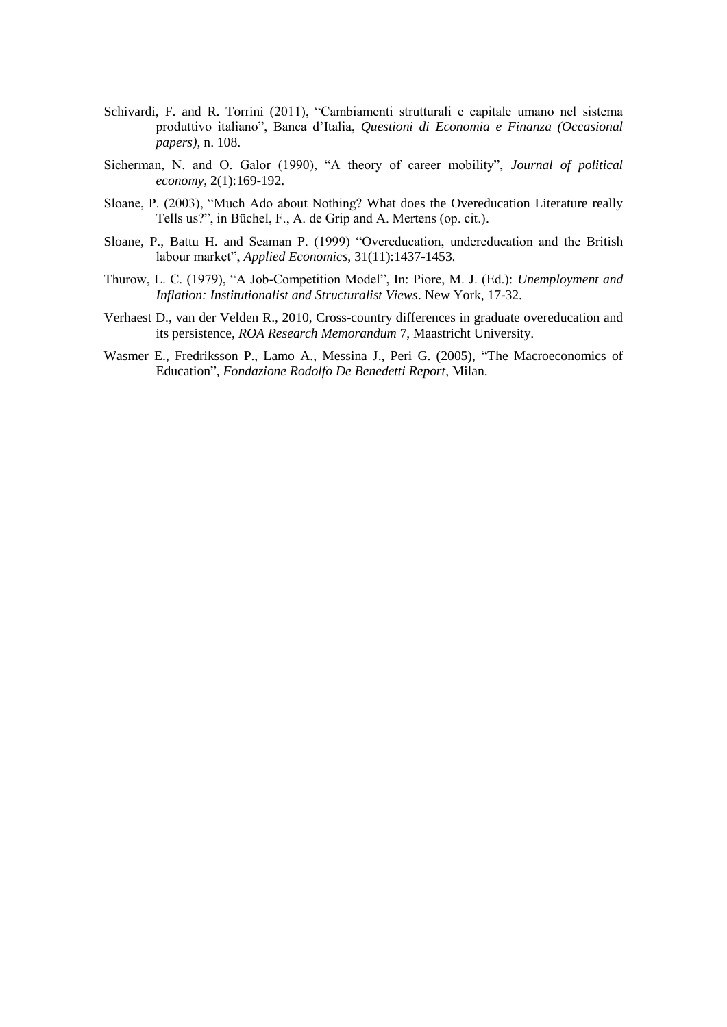Schivardi, F. and R. Torrini (2011), "Cambiamenti strutturali e capitale umano nel sistema produttivo italiano", Banca d'Italia, *Questioni di Economia e Finanza (Occasional papers)*, n. 108.

Sicherman, N. and O. Galor (1990), "A theory of career mobility", *Journal of political economy*, 2(1):169-192.

Sloane, P. (2003), "Much Ado about Nothing? What does the Overeducation Literature really Tells us?", in Büchel, F., A. de Grip and A. Mertens (op. cit.).

Sloane, P., Battu H. and Seaman P. (1999) "Overeducation, undereducation and the British labour market", *Applied Economics*, 31(11):1437-1453.

Thurow, L. C. (1979), "A Job-Competition Model", In: Piore, M. J. (Ed.): *Unemployment and Inflation: Institutionalist and Structuralist Views*. New York, 17-32.

Verhaest D., van der Velden R., 2010, Cross-country differences in graduate overeducation and its persistence, *ROA Research Memorandum* 7, Maastricht University.

Wasmer E., Fredriksson P., Lamo A., Messina J., Peri G. (2005), "The Macroeconomics of Education", *Fondazione Rodolfo De Benedetti Report*, Milan.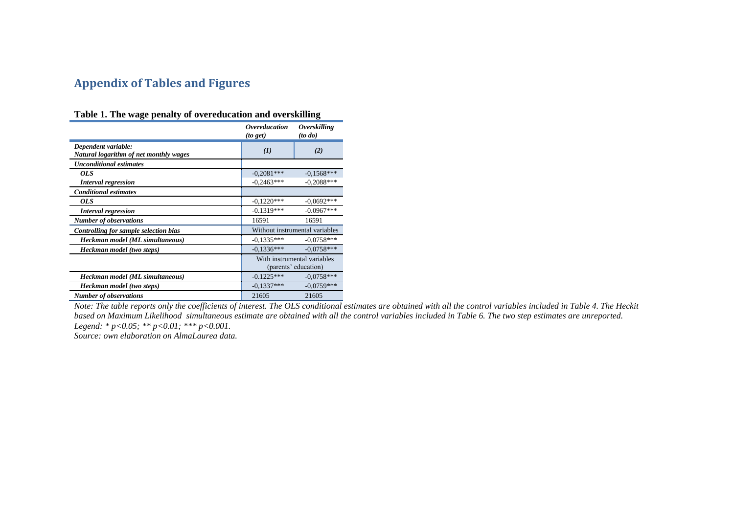# Appendix of Tables and Figures

**Table 1. The wage penalty of overeducation and overskilling**

| | ***Overeducation (to get)*** | ***Overskilling (to do)*** |
|---|---|---|
| ***Dependent variable: Natural logarithm of net monthly wages*** | ***(1)*** | ***(2)*** |
| ***Unconditional estimates*** | | |
| ***OLS*** | -0,2081*** | -0,1568*** |
| ***Interval regression*** | -0,2463*** | -0,2088*** |
| ***Conditional estimates*** | | |
| ***OLS*** | -0,1220*** | -0,0692*** |
| ***Interval regression*** | -0.1319*** | -0.0967*** |
| ***Number of observations*** | 16591 | 16591 |
| ***Controlling for sample selection bias*** | Without instrumental variables | |
| ***Heckman model (ML simultaneous)*** | -0,1335*** | -0,0758*** |
| ***Heckman model (two steps)*** | -0,1336*** | -0,0758*** |
| | With instrumental variables (parents' education) | |
| ***Heckman model (ML simultaneous)*** | -0.1225*** | -0,0758*** |
| ***Heckman model (two steps)*** | -0,1337*** | -0,0759*** |
| ***Number of observations*** | 21605 | 21605 |

*Note: The table reports only the coefficients of interest. The OLS conditional estimates are obtained with all the control variables included in Table 4. The Heckit based on Maximum Likelihood simultaneous estimate are obtained with all the control variables included in Table 6. The two step estimates are unreported.*
*Legend: * $p<0.05$; ** $p<0.01$; *** $p<0.001$.*
*Source: own elaboration on AlmaLaurea data.*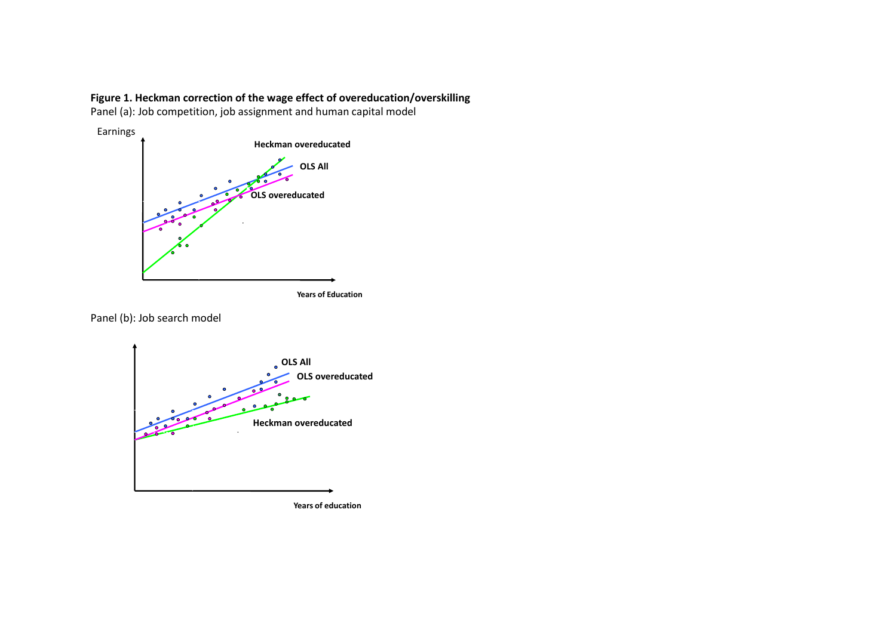**Figure 1. Heckman correction of the wage effect of overeducation/overskilling**

Panel (a): Job competition, job assignment and human capital model

Panel (b): Job search model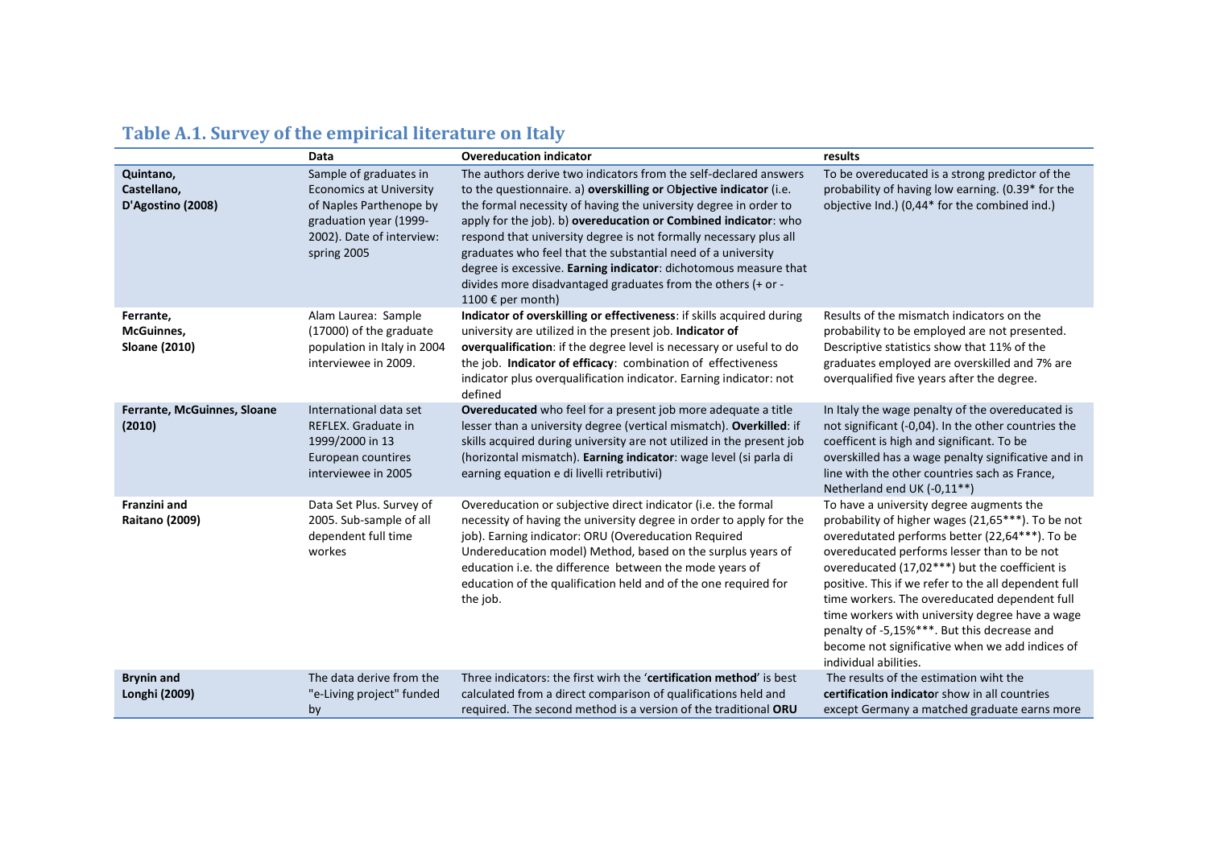## Table A.1. Survey of the empirical literature on Italy

| | Data | Overeducation indicator | results |
|---|---|---|---|
| **Quintano, Castellano, D'Agostino (2008)** | Sample of graduates in Economics at University of Naples Parthenope by graduation year (1999-2002). Date of interview: spring 2005 | The authors derive two indicators from the self-declared answers to the questionnaire. a) **overskilling or** O**bjective indicator** (i.e. the formal necessity of having the university degree in order to apply for the job). b) **overeducation or Combined indicator**: who respond that university degree is not formally necessary plus all graduates who feel that the substantial need of a university degree is excessive. **Earning indicator**: dichotomous measure that divides more disadvantaged graduates from the others (+ or - 1100 € per month) | To be overeducated is a strong predictor of the probability of having low earning. (0.39* for the objective Ind.) (0,44* for the combined ind.) |
| **Ferrante, McGuinnes, Sloane (2010)** | Alam Laurea: Sample (17000) of the graduate population in Italy in 2004 interviewee in 2009. | **Indicator of overskilling or effectiveness**: if skills acquired during university are utilized in the present job. **Indicator of overqualification**: if the degree level is necessary or useful to do the job. **Indicator of efficacy**: combination of effectiveness indicator plus overqualification indicator. Earning indicator: not defined | Results of the mismatch indicators on the probability to be employed are not presented. Descriptive statistics show that 11% of the graduates employed are overskilled and 7% are overqualified five years after the degree. |
| **Ferrante, McGuinnes, Sloane (2010)** | International data set REFLEX. Graduate in 1999/2000 in 13 European countires interviewee in 2005 | **Overeducated** who feel for a present job more adequate a title lesser than a university degree (vertical mismatch). **Overkilled**: if skills acquired during university are not utilized in the present job (horizontal mismatch). **Earning indicator**: wage level (si parla di earning equation e di livelli retributivi) | In Italy the wage penalty of the overeducated is not significant (-0,04). In the other countries the coefficent is high and significant. To be overskilled has a wage penalty significative and in line with the other countries such as France, Netherland end UK (-0,11**) |
| **Franzini and Raitano (2009)** | Data Set Plus. Survey of 2005. Sub-sample of all dependent full time workes | Overeducation or subjective direct indicator (i.e. the formal necessity of having the university degree in order to apply for the job). Earning indicator: ORU (Overeducation Required Undereducation model) Method, based on the surplus years of education i.e. the difference between the mode years of education of the qualification held and of the one required for the job. | To have a university degree augments the probability of higher wages (21,65***). To be not overedutated performs better (22,64***). To be overeducated performs lesser than to be not overeducated (17,02***) but the coefficient is positive. This if we refer to the all dependent full time workers. The overeducated dependent full time workers with university degree have a wage penalty of -5,15%***. But this decrease and become not significative when we add indices of individual abilities. |
| **Brynin and Longhi (2009)** | The data derive from the "e-Living project" funded by | Three indicators: the first wirh the '**certification method**' is best calculated from a direct comparison of qualifications held and required. The second method is a version of the traditional **ORU** | The results of the estimation wiht the **certification indicato**r show in all countries except Germany a matched graduate earns more |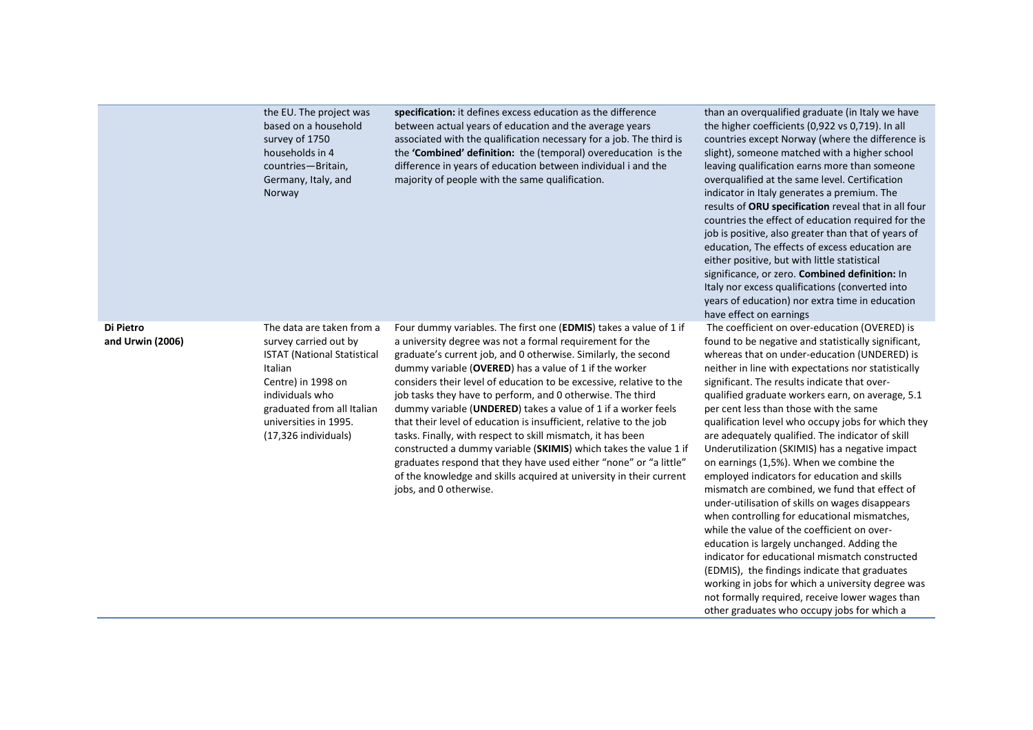| | | | |
|---|---|---|---|
| | the EU. The project was based on a household survey of 1750 households in 4 countries—Britain, Germany, Italy, and Norway | **specification:** it defines excess education as the difference between actual years of education and the average years associated with the qualification necessary for a job. The third is the **'Combined' definition:** the (temporal) overeducation is the difference in years of education between individual i and the majority of people with the same qualification. | than an overqualified graduate (in Italy we have the higher coefficients (0,922 vs 0,719). In all countries except Norway (where the difference is slight), someone matched with a higher school leaving qualification earns more than someone overqualified at the same level. Certification indicator in Italy generates a premium. The results of **ORU specification** reveal that in all four countries the effect of education required for the job is positive, also greater than that of years of education, The effects of excess education are either positive, but with little statistical significance, or zero. **Combined definition:** In Italy nor excess qualifications (converted into years of education) nor extra time in education have effect on earnings |
| **Di Pietro and Urwin (2006)** | The data are taken from a survey carried out by ISTAT (National Statistical Italian Centre) in 1998 on individuals who graduated from all Italian universities in 1995. (17,326 individuals) | Four dummy variables. The first one (**EDMIS**) takes a value of 1 if a university degree was not a formal requirement for the graduate's current job, and 0 otherwise. Similarly, the second dummy variable (**OVERED**) has a value of 1 if the worker considers their level of education to be excessive, relative to the job tasks they have to perform, and 0 otherwise. The third dummy variable (**UNDERED**) takes a value of 1 if a worker feels that their level of education is insufficient, relative to the job tasks. Finally, with respect to skill mismatch, it has been constructed a dummy variable (**SKIMIS**) which takes the value 1 if graduates respond that they have used either "none" or "a little" of the knowledge and skills acquired at university in their current jobs, and 0 otherwise. | The coefficient on over-education (OVERED) is found to be negative and statistically significant, whereas that on under-education (UNDERED) is neither in line with expectations nor statistically significant. The results indicate that over-qualified graduate workers earn, on average, 5.1 per cent less than those with the same qualification level who occupy jobs for which they are adequately qualified. The indicator of skill Underutilization (SKIMIS) has a negative impact on earnings (1,5%). When we combine the employed indicators for education and skills mismatch are combined, we fund that effect of under-utilisation of skills on wages disappears when controlling for educational mismatches, while the value of the coefficient on over-education is largely unchanged. Adding the indicator for educational mismatch constructed (EDMIS), the findings indicate that graduates working in jobs for which a university degree was not formally required, receive lower wages than other graduates who occupy jobs for which a |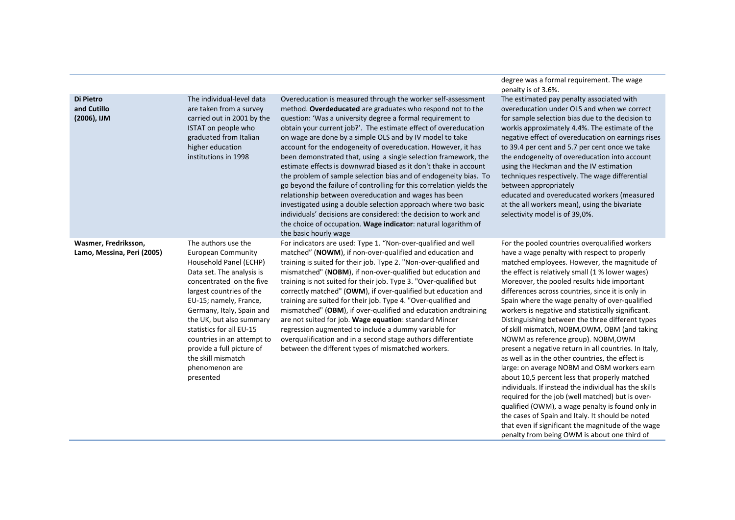| | | | |
|---|---|---|---|
| | | | degree was a formal requirement. The wage penalty is of 3.6%. |
| **Di Pietro and Cutillo (2006), IJM** | The individual-level data are taken from a survey carried out in 2001 by the ISTAT on people who graduated from Italian higher education institutions in 1998 | Overeducation is measured through the worker self-assessment method. **Overdeducated** are graduates who respond not to the question: 'Was a university degree a formal requirement to obtain your current job?'. The estimate effect of overeducation on wage are done by a simple OLS and by IV model to take account for the endogeneity of overeducation. However, it has been demonstrated that, using a single selection framework, the estimate effects is downwrad biased as it don't thake in account the problem of sample selection bias and of endogeneity bias. To go beyond the failure of controlling for this correlation yields the relationship between overeducation and wages has been investigated using a double selection approach where two basic individuals' decisions are considered: the decision to work and the choice of occupation. **Wage indicator**: natural logarithm of the basic hourly wage | The estimated pay penalty associated with overeducation under OLS and when we correct for sample selection bias due to the decision to workis approximately 4.4%. The estimate of the negative effect of overeducation on earnings rises to 39.4 per cent and 5.7 per cent once we take the endogeneity of overeducation into account using the Heckman and the IV estimation techniques respectively. The wage differential between appropriately educated and overeducated workers (measured at the all workers mean), using the bivariate selectivity model is of 39,0%. |
| **Wasmer, Fredriksson, Lamo, Messina, Peri (2005)** | The authors use the European Community Household Panel (ECHP) Data set. The analysis is concentrated on the five largest countries of the EU-15; namely, France, Germany, Italy, Spain and the UK, but also summary statistics for all EU-15 countries in an attempt to provide a full picture of the skill mismatch phenomenon are presented | For indicators are used: Type 1. "Non-over-qualified and well matched" (**NOWM**), if non-over-qualified and education and training is suited for their job. Type 2. "Non-over-qualified and mismatched" (**NOBM**), if non-over-qualified but education and training is not suited for their job. Type 3. "Over-qualified but correctly matched" (**OWM**), if over-qualified but education and training are suited for their job. Type 4. "Over-qualified and mismatched" (**OBM**), if over-qualified and education andtraining are not suited for job. **Wage equation**: standard Mincer regression augmented to include a dummy variable for overqualification and in a second stage authors differentiate between the different types of mismatched workers. | For the pooled countries overqualified workers have a wage penalty with respect to properly matched employees. However, the magnitude of the effect is relatively small (1 % lower wages) Moreover, the pooled results hide important differences across countries, since it is only in Spain where the wage penalty of over-qualified workers is negative and statistically significant. Distinguishing between the three different types of skill mismatch, NOBM,OWM, OBM (and taking NOWM as reference group). NOBM,OWM present a negative return in all countries. In Italy, as well as in the other countries, the effect is large: on average NOBM and OBM workers earn about 10,5 percent less that properly matched individuals. If instead the individual has the skills required for the job (well matched) but is over-qualified (OWM), a wage penalty is found only in the cases of Spain and Italy. It should be noted that even if significant the magnitude of the wage penalty from being OWM is about one third of |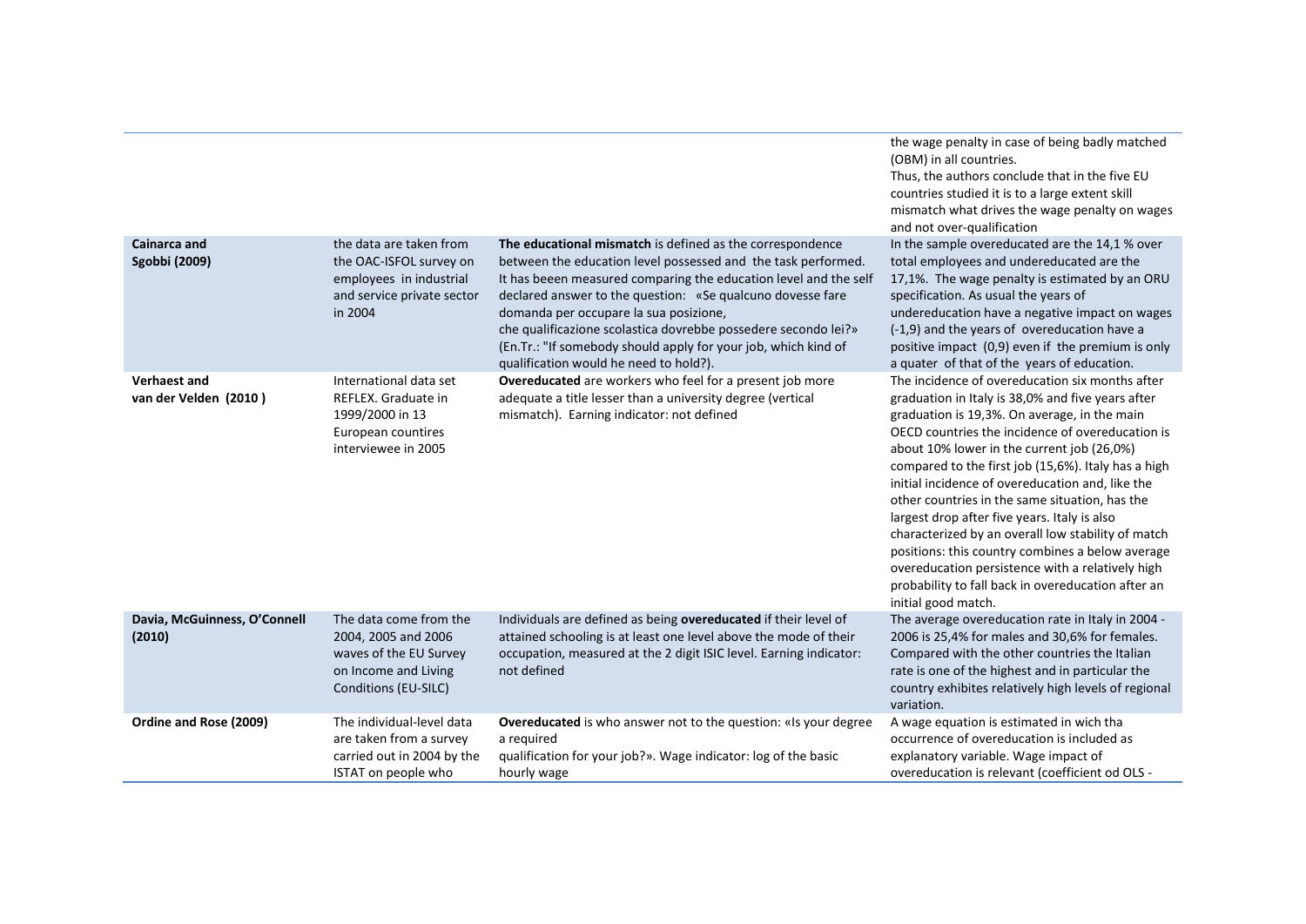| | | | |
|---|---|---|---|
| | | | the wage penalty in case of being badly matched (OBM) in all countries. Thus, the authors conclude that in the five EU countries studied it is to a large extent skill mismatch what drives the wage penalty on wages and not over-qualification |
| **Cainarca and Sgobbi (2009)** | the data are taken from the OAC-ISFOL survey on employees in industrial and service private sector in 2004 | **The educational mismatch** is defined as the correspondence between the education level possessed and the task performed. It has beeen measured comparing the education level and the self declared answer to the question: «Se qualcuno dovesse fare domanda per occupare la sua posizione, che qualificazione scolastica dovrebbe possedere secondo lei?» (En.Tr.: "If somebody should apply for your job, which kind of qualification would he need to hold?). | In the sample overeducated are the 14,1 % over total employees and undereducated are the 17,1%. The wage penalty is estimated by an ORU specification. As usual the years of undereducation have a negative impact on wages (-1,9) and the years of overeducation have a positive impact (0,9) even if the premium is only a quater of that of the years of education. |
| **Verhaest and van der Velden (2010 )** | International data set REFLEX. Graduate in 1999/2000 in 13 European countires interviewee in 2005 | **Overeducated** are workers who feel for a present job more adequate a title lesser than a university degree (vertical mismatch). Earning indicator: not defined | The incidence of overeducation six months after graduation in Italy is 38,0% and five years after graduation is 19,3%. On average, in the main OECD countries the incidence of overeducation is about 10% lower in the current job (26,0%) compared to the first job (15,6%). Italy has a high initial incidence of overeducation and, like the other countries in the same situation, has the largest drop after five years. Italy is also characterized by an overall low stability of match positions: this country combines a below average overeducation persistence with a relatively high probability to fall back in overeducation after an initial good match. |
| **Davia, McGuinness, O'Connell (2010)** | The data come from the 2004, 2005 and 2006 waves of the EU Survey on Income and Living Conditions (EU-SILC) | Individuals are defined as being **overeducated** if their level of attained schooling is at least one level above the mode of their occupation, measured at the 2 digit ISIC level. Earning indicator: not defined | The average overeducation rate in Italy in 2004 - 2006 is 25,4% for males and 30,6% for females. Compared with the other countries the Italian rate is one of the highest and in particular the country exhibites relatively high levels of regional variation. |
| **Ordine and Rose (2009)** | The individual-level data are taken from a survey carried out in 2004 by the ISTAT on people who | **Overeducated** is who answer not to the question: «Is your degree a required qualification for your job?». Wage indicator: log of the basic hourly wage | A wage equation is estimated in wich tha occurrence of overeducation is included as explanatory variable. Wage impact of overeducation is relevant (coefficient od OLS - |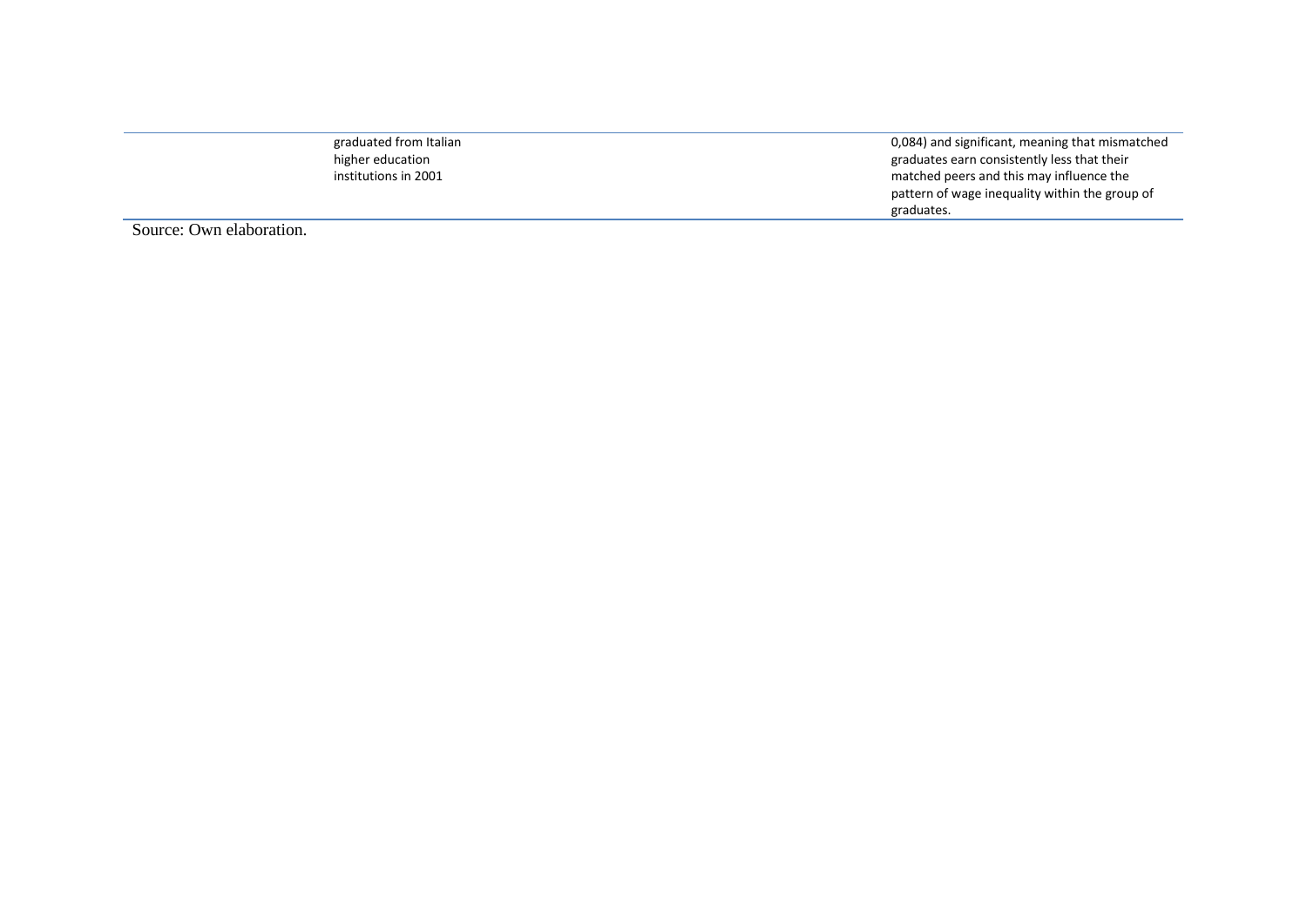| | | | |
|---|---|---|---|
| | graduated from Italian higher education institutions in 2001 | | 0,084) and significant, meaning that mismatched graduates earn consistently less that their matched peers and this may influence the pattern of wage inequality within the group of graduates. |

Source: Own elaboration.